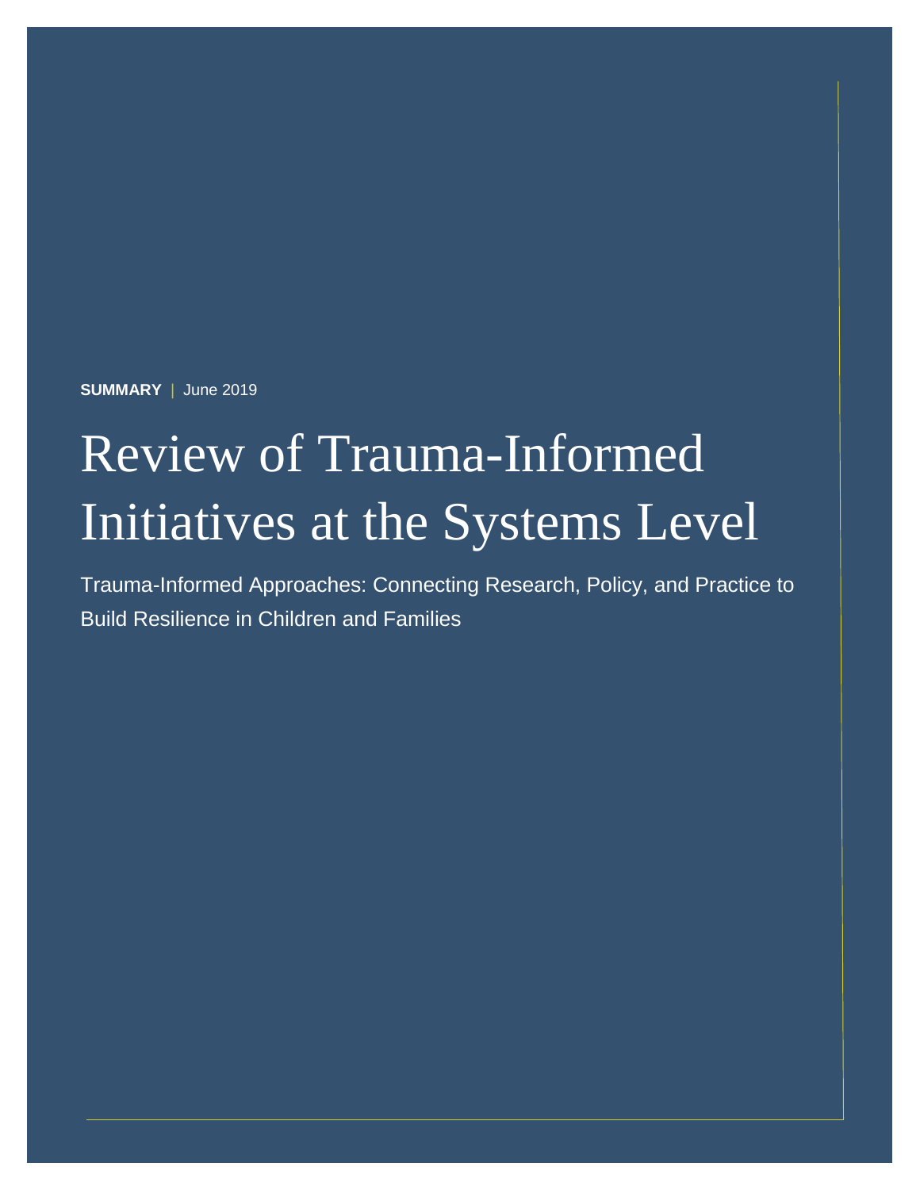**SUMMARY** | June 2019

# Review of Trauma-Informed Initiatives at the Systems Level

Trauma-Informed Approaches: Connecting Research, Policy, and Practice to Build Resilience in Children and Families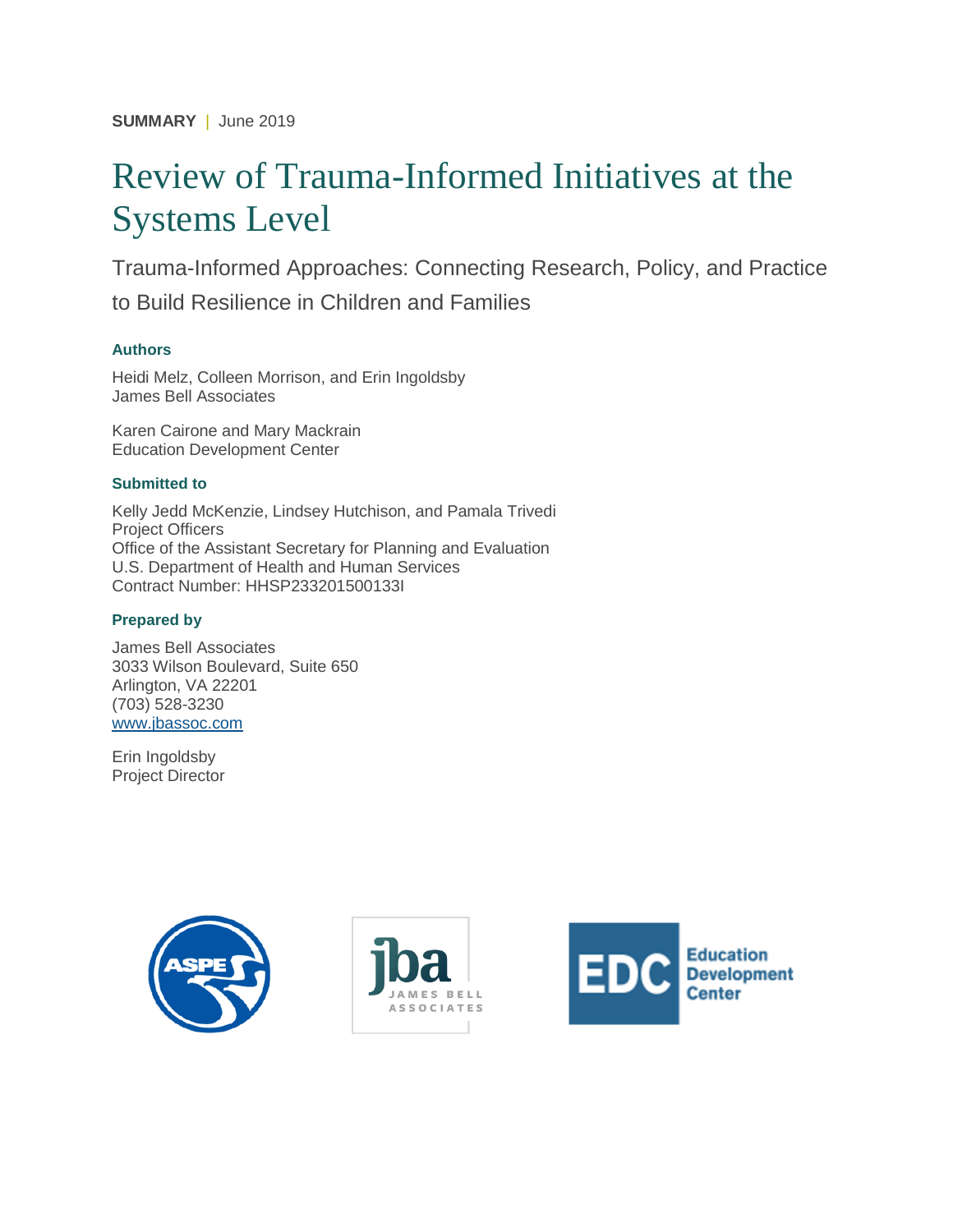**SUMMARY** | June 2019

# Review of Trauma-Informed Initiatives at the Systems Level

## Trauma-Informed Approaches: Connecting Research, Policy, and Practice to Build Resilience in Children and Families

### Authors

Heidi Melz, Colleen Morrison, and Erin Ingoldsby
James Bell Associates

Karen Cairone and Mary Mackrain
Education Development Center

### Submitted to

Kelly Jedd McKenzie, Lindsey Hutchison, and Pamala Trivedi
Project Officers
Office of the Assistant Secretary for Planning and Evaluation
U.S. Department of Health and Human Services
Contract Number: HHSP233201500133I

### Prepared by

James Bell Associates
3033 Wilson Boulevard, Suite 650
Arlington, VA 22201
(703) 528-3230
www.jbassoc.com

Erin Ingoldsby
Project Director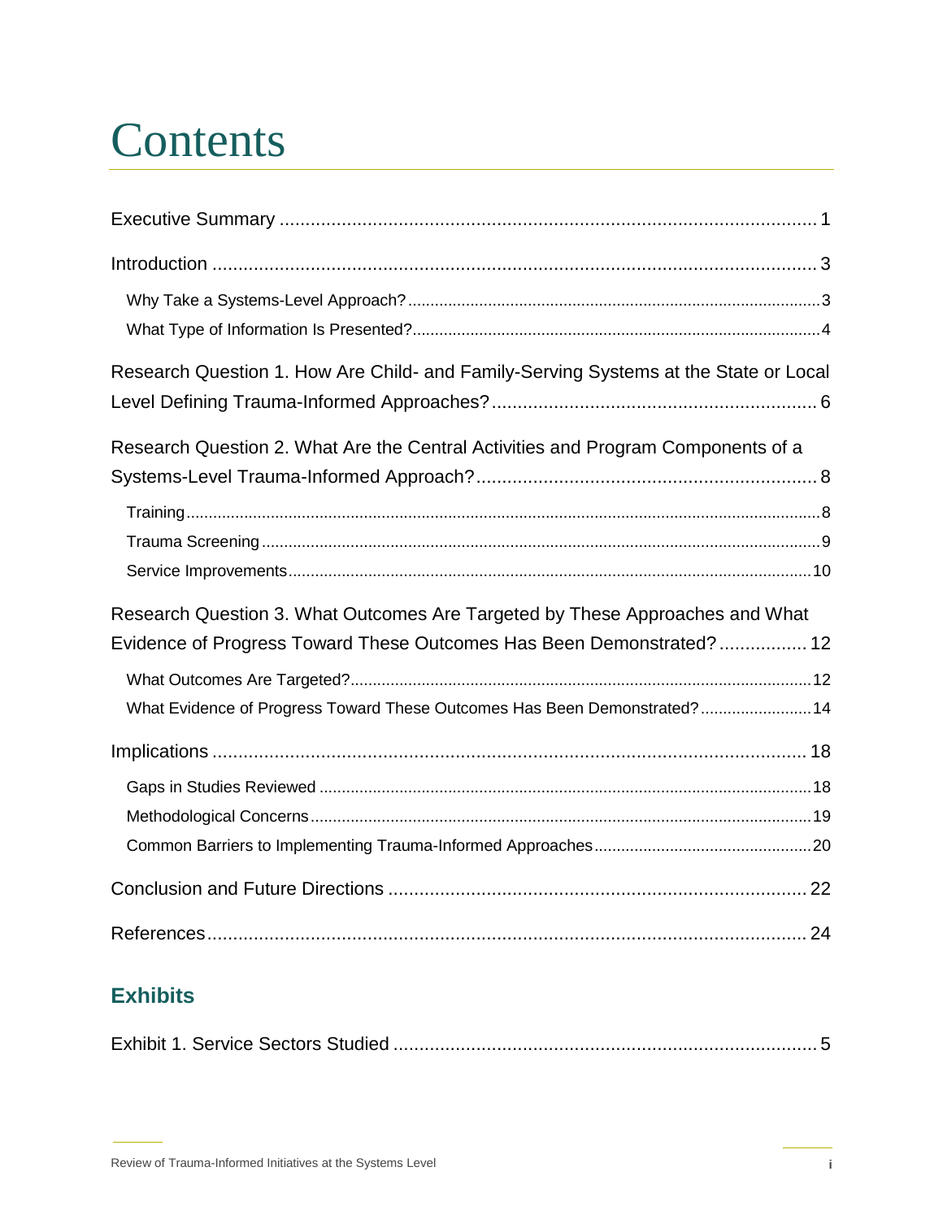# Contents

Executive Summary ........................................................................................................ 1

Introduction ..................................................................................................................... 3

- Why Take a Systems-Level Approach? ........................................................................... 3
- What Type of Information Is Presented? .......................................................................... 4

Research Question 1. How Are Child- and Family-Serving Systems at the State or Local Level Defining Trauma-Informed Approaches? ............................................................... 6

Research Question 2. What Are the Central Activities and Program Components of a Systems-Level Trauma-Informed Approach? .................................................................. 8

- Training ............................................................................................................................. 8
- Trauma Screening ............................................................................................................. 9
- Service Improvements ..................................................................................................... 10

Research Question 3. What Outcomes Are Targeted by These Approaches and What Evidence of Progress Toward These Outcomes Has Been Demonstrated? ................. 12

- What Outcomes Are Targeted? ....................................................................................... 12
- What Evidence of Progress Toward These Outcomes Has Been Demonstrated? ......................... 14

Implications .................................................................................................................... 18

- Gaps in Studies Reviewed ............................................................................................. 18
- Methodological Concerns ................................................................................................ 19
- Common Barriers to Implementing Trauma-Informed Approaches ................................................ 20

Conclusion and Future Directions ................................................................................ 22

References ..................................................................................................................... 24

## Exhibits

Exhibit 1. Service Sectors Studied .................................................................................. 5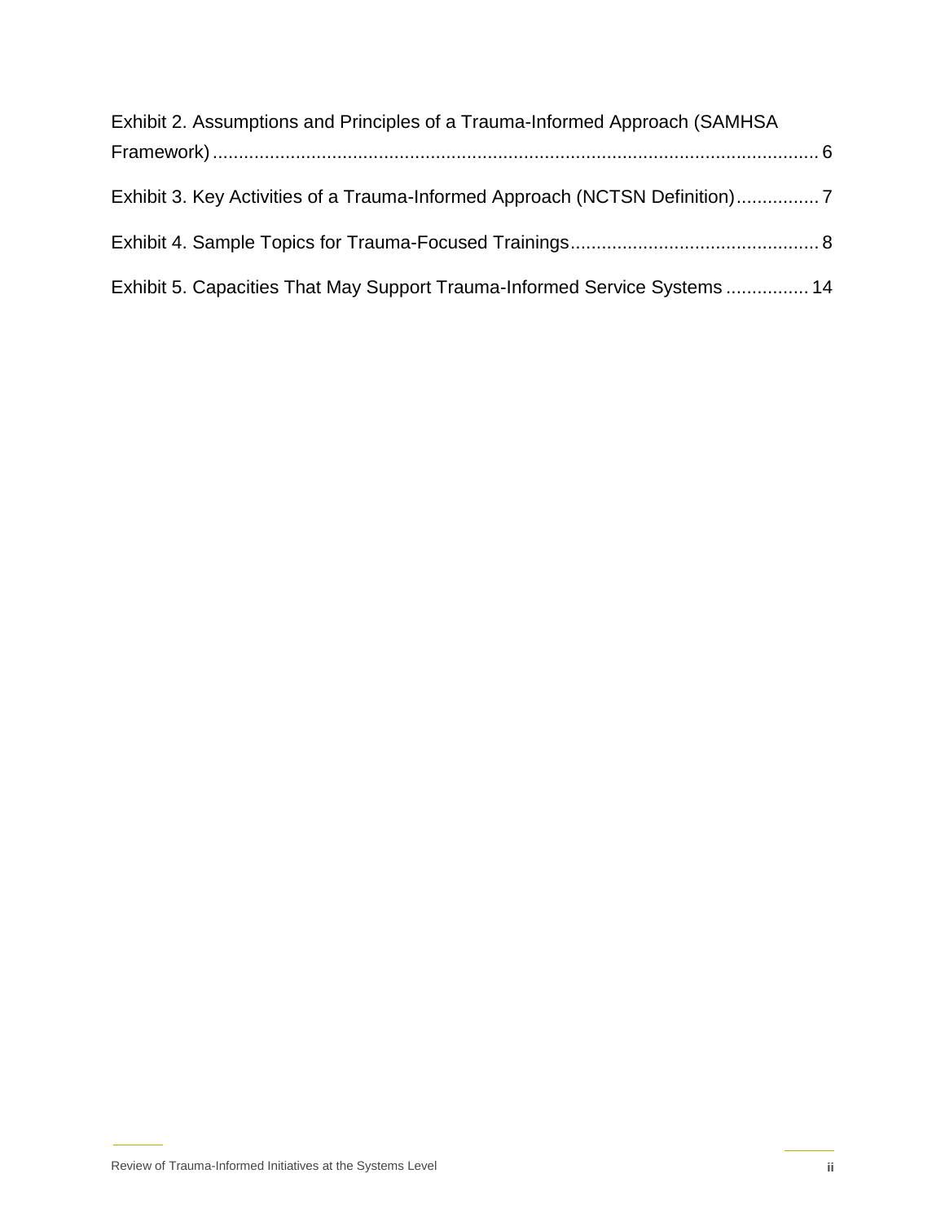Exhibit 2. Assumptions and Principles of a Trauma-Informed Approach (SAMHSA Framework)...6

Exhibit 3. Key Activities of a Trauma-Informed Approach (NCTSN Definition)...7

Exhibit 4. Sample Topics for Trauma-Focused Trainings...8

Exhibit 5. Capacities That May Support Trauma-Informed Service Systems...14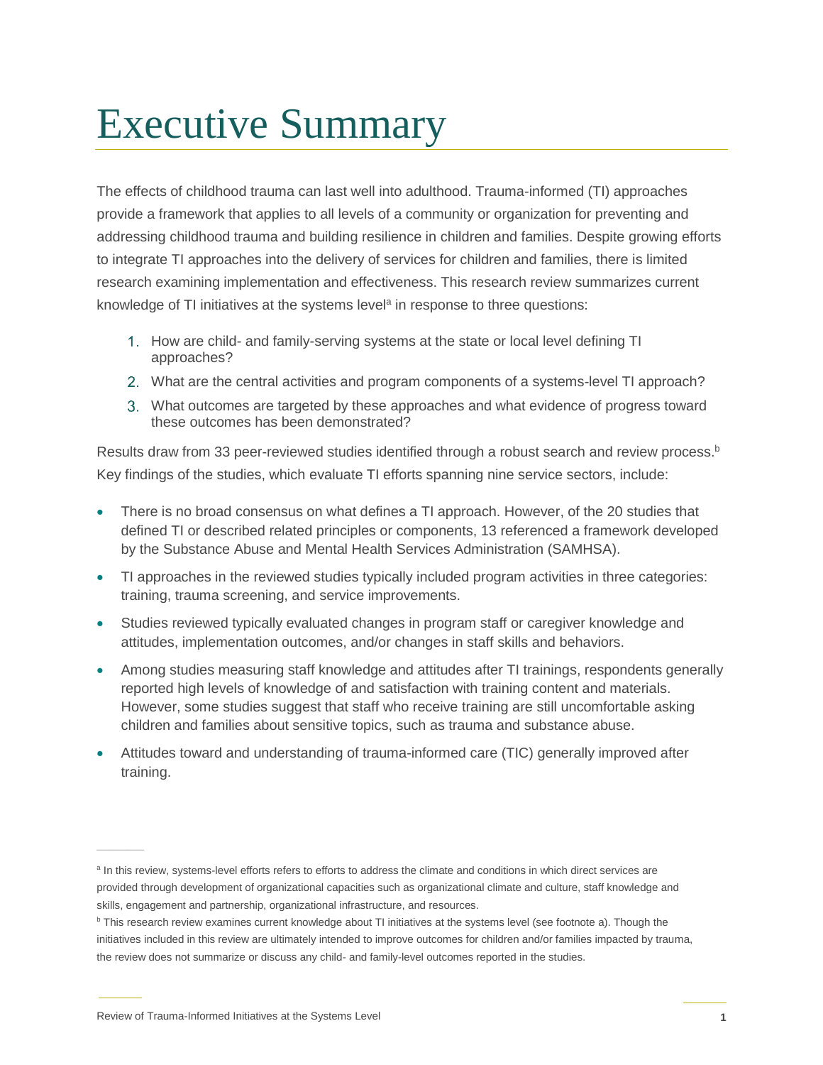# Executive Summary

The effects of childhood trauma can last well into adulthood. Trauma-informed (TI) approaches provide a framework that applies to all levels of a community or organization for preventing and addressing childhood trauma and building resilience in children and families. Despite growing efforts to integrate TI approaches into the delivery of services for children and families, there is limited research examining implementation and effectiveness. This research review summarizes current knowledge of TI initiatives at the systems level[a] in response to three questions:

1. How are child- and family-serving systems at the state or local level defining TI approaches?
2. What are the central activities and program components of a systems-level TI approach?
3. What outcomes are targeted by these approaches and what evidence of progress toward these outcomes has been demonstrated?

Results draw from 33 peer-reviewed studies identified through a robust search and review process.[b] Key findings of the studies, which evaluate TI efforts spanning nine service sectors, include:

- There is no broad consensus on what defines a TI approach. However, of the 20 studies that defined TI or described related principles or components, 13 referenced a framework developed by the Substance Abuse and Mental Health Services Administration (SAMHSA).
- TI approaches in the reviewed studies typically included program activities in three categories: training, trauma screening, and service improvements.
- Studies reviewed typically evaluated changes in program staff or caregiver knowledge and attitudes, implementation outcomes, and/or changes in staff skills and behaviors.
- Among studies measuring staff knowledge and attitudes after TI trainings, respondents generally reported high levels of knowledge of and satisfaction with training content and materials. However, some studies suggest that staff who receive training are still uncomfortable asking children and families about sensitive topics, such as trauma and substance abuse.
- Attitudes toward and understanding of trauma-informed care (TIC) generally improved after training.

[a] In this review, systems-level efforts refers to efforts to address the climate and conditions in which direct services are provided through development of organizational capacities such as organizational climate and culture, staff knowledge and skills, engagement and partnership, organizational infrastructure, and resources.

[b] This research review examines current knowledge about TI initiatives at the systems level (see footnote a). Though the initiatives included in this review are ultimately intended to improve outcomes for children and/or families impacted by trauma, the review does not summarize or discuss any child- and family-level outcomes reported in the studies.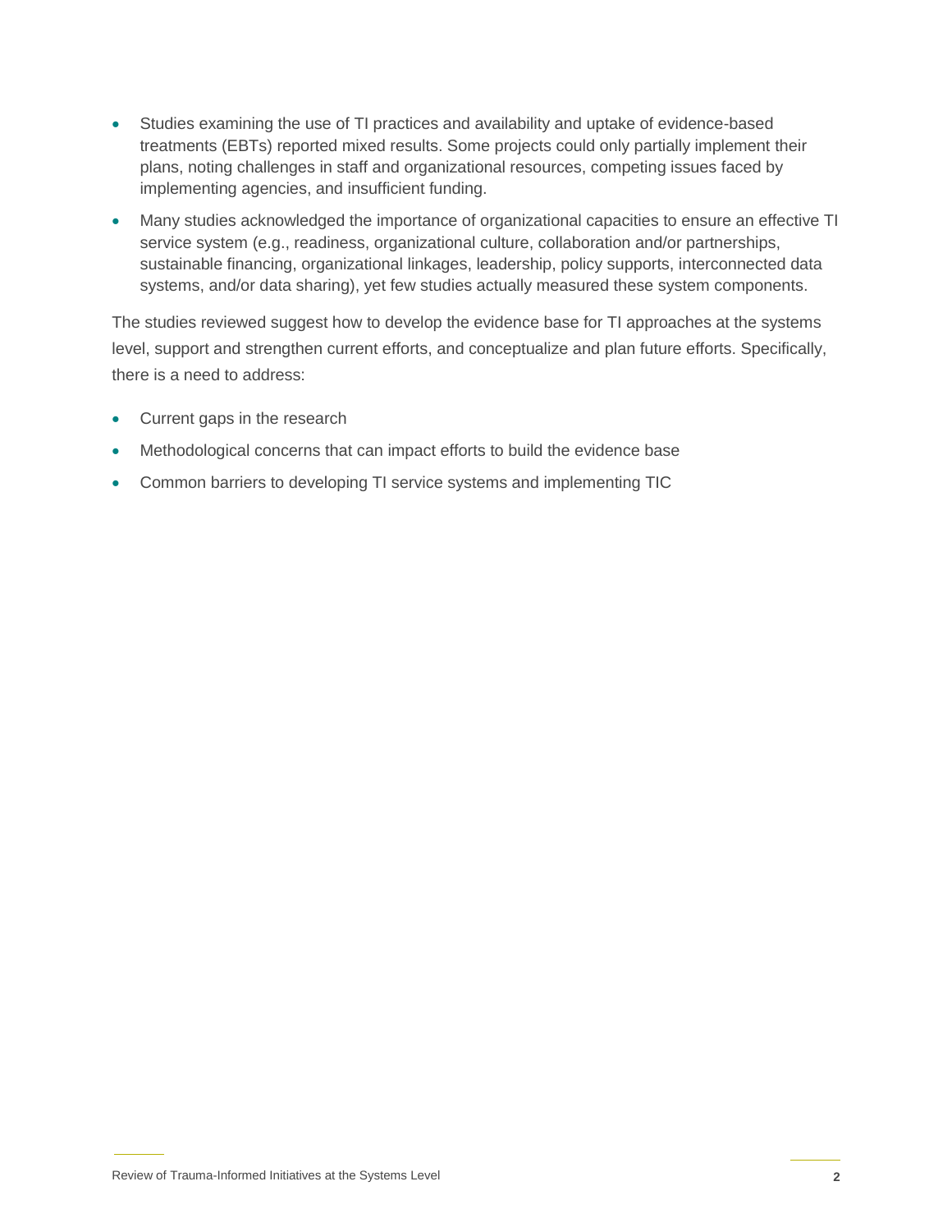- Studies examining the use of TI practices and availability and uptake of evidence-based treatments (EBTs) reported mixed results. Some projects could only partially implement their plans, noting challenges in staff and organizational resources, competing issues faced by implementing agencies, and insufficient funding.
- Many studies acknowledged the importance of organizational capacities to ensure an effective TI service system (e.g., readiness, organizational culture, collaboration and/or partnerships, sustainable financing, organizational linkages, leadership, policy supports, interconnected data systems, and/or data sharing), yet few studies actually measured these system components.

The studies reviewed suggest how to develop the evidence base for TI approaches at the systems level, support and strengthen current efforts, and conceptualize and plan future efforts. Specifically, there is a need to address:

- Current gaps in the research
- Methodological concerns that can impact efforts to build the evidence base
- Common barriers to developing TI service systems and implementing TIC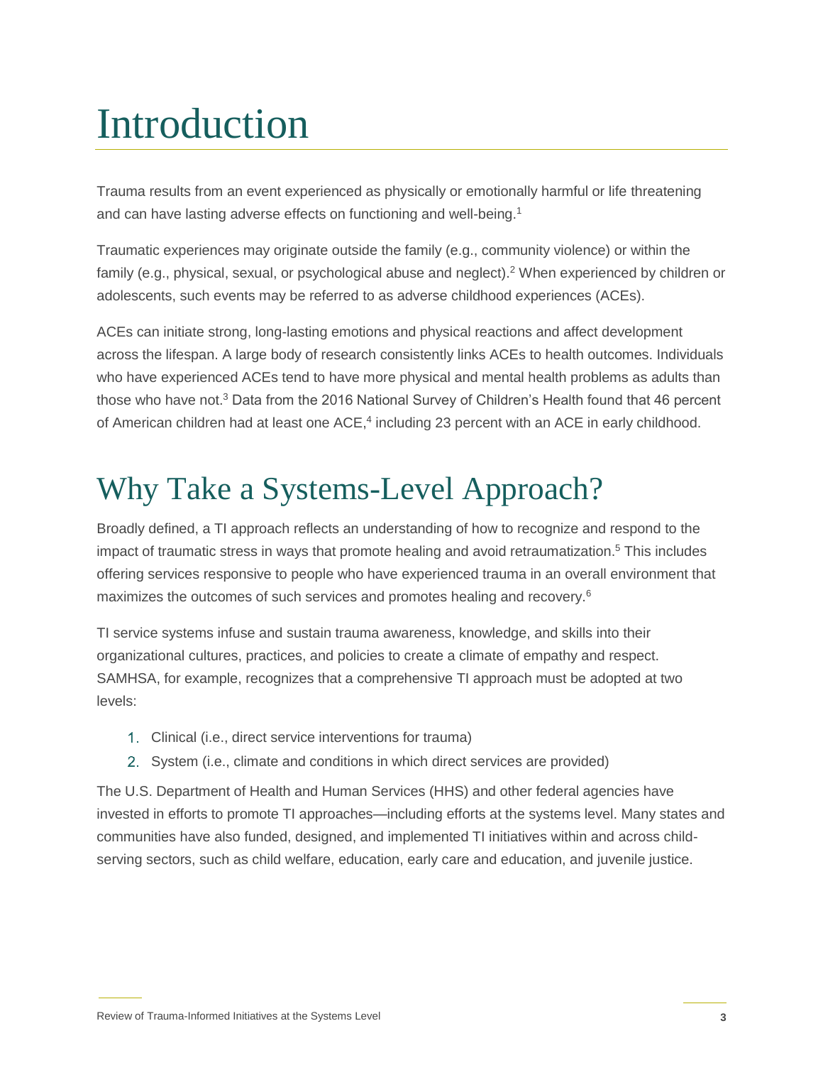# Introduction

Trauma results from an event experienced as physically or emotionally harmful or life threatening and can have lasting adverse effects on functioning and well-being.[1]

Traumatic experiences may originate outside the family (e.g., community violence) or within the family (e.g., physical, sexual, or psychological abuse and neglect).[2] When experienced by children or adolescents, such events may be referred to as adverse childhood experiences (ACEs).

ACEs can initiate strong, long-lasting emotions and physical reactions and affect development across the lifespan. A large body of research consistently links ACEs to health outcomes. Individuals who have experienced ACEs tend to have more physical and mental health problems as adults than those who have not.[3] Data from the 2016 National Survey of Children's Health found that 46 percent of American children had at least one ACE,[4] including 23 percent with an ACE in early childhood.

# Why Take a Systems-Level Approach?

Broadly defined, a TI approach reflects an understanding of how to recognize and respond to the impact of traumatic stress in ways that promote healing and avoid retraumatization.[5] This includes offering services responsive to people who have experienced trauma in an overall environment that maximizes the outcomes of such services and promotes healing and recovery.[6]

TI service systems infuse and sustain trauma awareness, knowledge, and skills into their organizational cultures, practices, and policies to create a climate of empathy and respect. SAMHSA, for example, recognizes that a comprehensive TI approach must be adopted at two levels:

1. Clinical (i.e., direct service interventions for trauma)
2. System (i.e., climate and conditions in which direct services are provided)

The U.S. Department of Health and Human Services (HHS) and other federal agencies have invested in efforts to promote TI approaches—including efforts at the systems level. Many states and communities have also funded, designed, and implemented TI initiatives within and across child-serving sectors, such as child welfare, education, early care and education, and juvenile justice.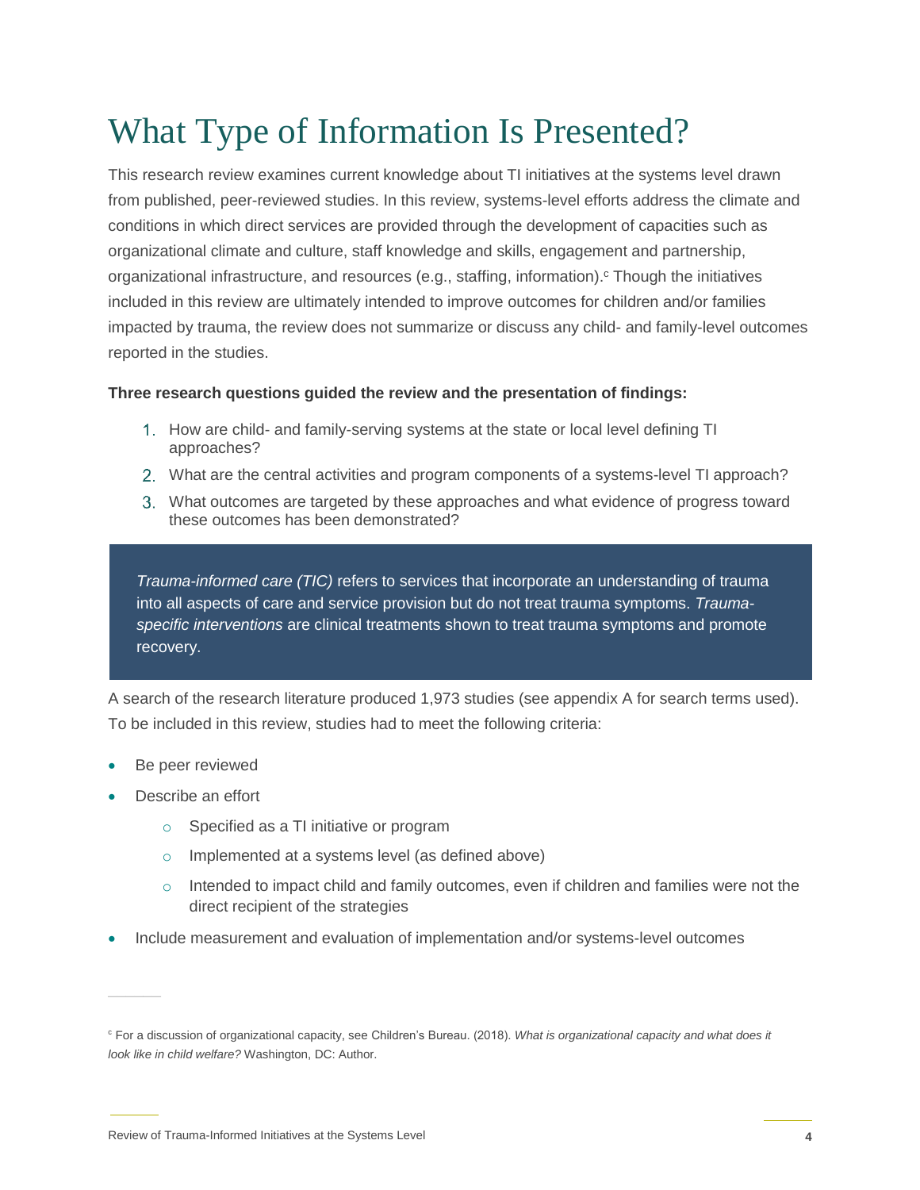# What Type of Information Is Presented?

This research review examines current knowledge about TI initiatives at the systems level drawn from published, peer-reviewed studies. In this review, systems-level efforts address the climate and conditions in which direct services are provided through the development of capacities such as organizational climate and culture, staff knowledge and skills, engagement and partnership, organizational infrastructure, and resources (e.g., staffing, information).[c] Though the initiatives included in this review are ultimately intended to improve outcomes for children and/or families impacted by trauma, the review does not summarize or discuss any child- and family-level outcomes reported in the studies.

**Three research questions guided the review and the presentation of findings:**

1. How are child- and family-serving systems at the state or local level defining TI approaches?
2. What are the central activities and program components of a systems-level TI approach?
3. What outcomes are targeted by these approaches and what evidence of progress toward these outcomes has been demonstrated?

> *Trauma-informed care (TIC)* refers to services that incorporate an understanding of trauma into all aspects of care and service provision but do not treat trauma symptoms. *Trauma-specific interventions* are clinical treatments shown to treat trauma symptoms and promote recovery.

A search of the research literature produced 1,973 studies (see appendix A for search terms used). To be included in this review, studies had to meet the following criteria:

- Be peer reviewed
- Describe an effort
  - Specified as a TI initiative or program
  - Implemented at a systems level (as defined above)
  - Intended to impact child and family outcomes, even if children and families were not the direct recipient of the strategies
- Include measurement and evaluation of implementation and/or systems-level outcomes

---

[c] For a discussion of organizational capacity, see Children's Bureau. (2018). *What is organizational capacity and what does it look like in child welfare?* Washington, DC: Author.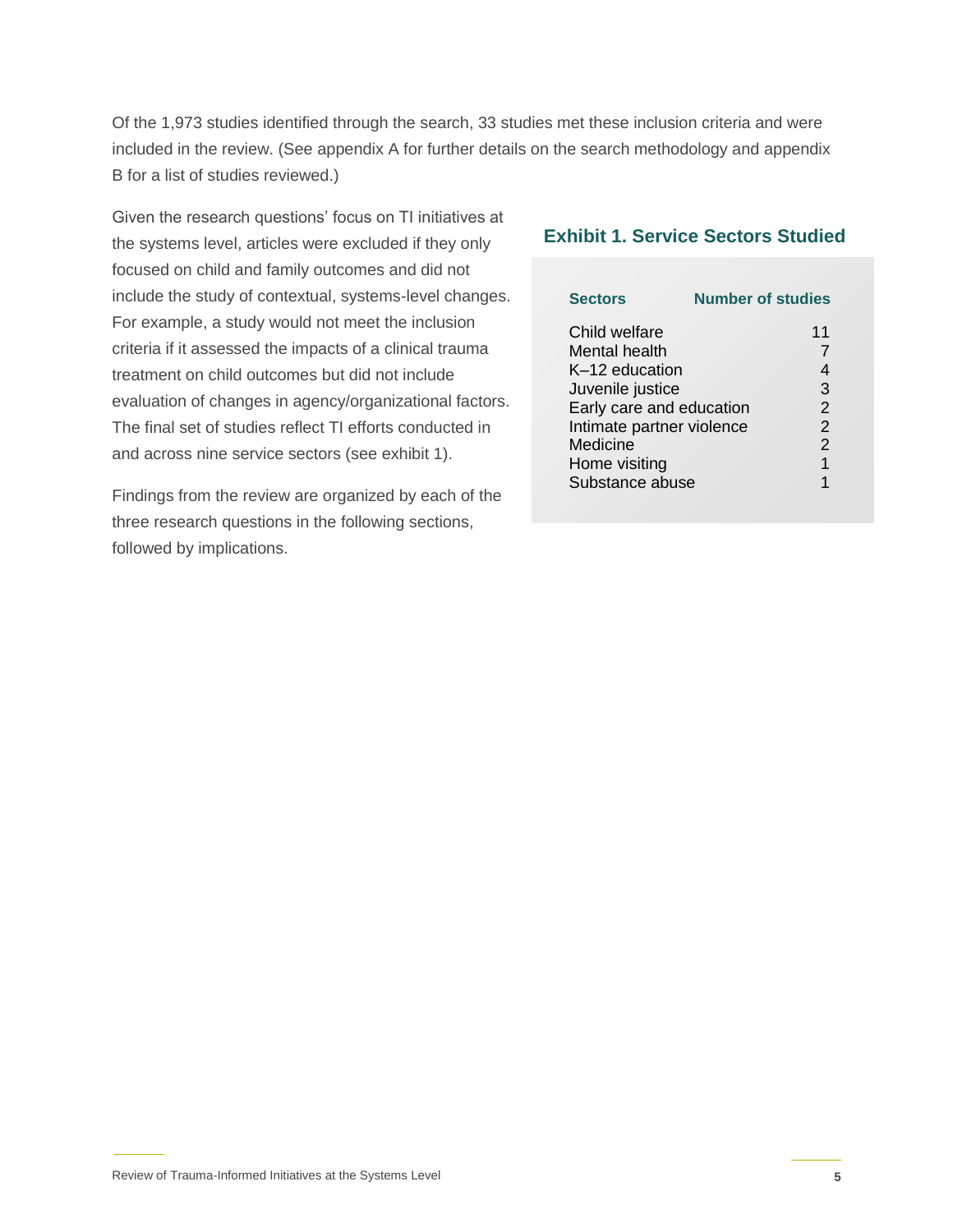Of the 1,973 studies identified through the search, 33 studies met these inclusion criteria and were included in the review. (See appendix A for further details on the search methodology and appendix B for a list of studies reviewed.)

Given the research questions' focus on TI initiatives at the systems level, articles were excluded if they only focused on child and family outcomes and did not include the study of contextual, systems-level changes. For example, a study would not meet the inclusion criteria if it assessed the impacts of a clinical trauma treatment on child outcomes but did not include evaluation of changes in agency/organizational factors. The final set of studies reflect TI efforts conducted in and across nine service sectors (see exhibit 1).

### Exhibit 1. Service Sectors Studied

| Sectors | Number of studies |
|---|---|
| Child welfare | 11 |
| Mental health | 7 |
| K–12 education | 4 |
| Juvenile justice | 3 |
| Early care and education | 2 |
| Intimate partner violence | 2 |
| Medicine | 2 |
| Home visiting | 1 |
| Substance abuse | 1 |

Findings from the review are organized by each of the three research questions in the following sections, followed by implications.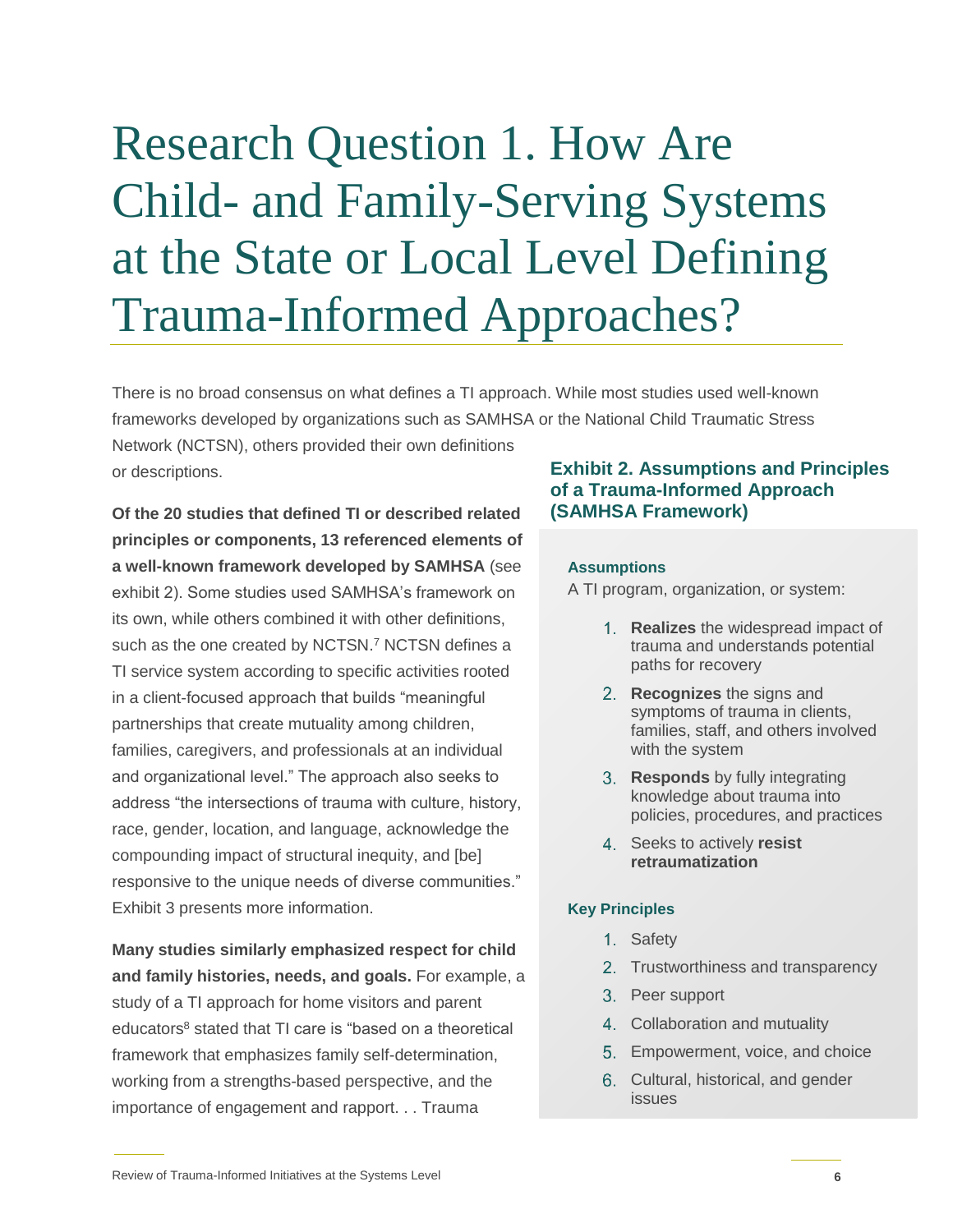# Research Question 1. How Are Child- and Family-Serving Systems at the State or Local Level Defining Trauma-Informed Approaches?

There is no broad consensus on what defines a TI approach. While most studies used well-known frameworks developed by organizations such as SAMHSA or the National Child Traumatic Stress Network (NCTSN), others provided their own definitions or descriptions.

**Of the 20 studies that defined TI or described related principles or components, 13 referenced elements of a well-known framework developed by SAMHSA** (see exhibit 2). Some studies used SAMHSA's framework on its own, while others combined it with other definitions, such as the one created by NCTSN.[7] NCTSN defines a TI service system according to specific activities rooted in a client-focused approach that builds "meaningful partnerships that create mutuality among children, families, caregivers, and professionals at an individual and organizational level." The approach also seeks to address "the intersections of trauma with culture, history, race, gender, location, and language, acknowledge the compounding impact of structural inequity, and [be] responsive to the unique needs of diverse communities." Exhibit 3 presents more information.

**Many studies similarly emphasized respect for child and family histories, needs, and goals.** For example, a study of a TI approach for home visitors and parent educators[8] stated that TI care is "based on a theoretical framework that emphasizes family self-determination, working from a strengths-based perspective, and the importance of engagement and rapport. . . Trauma

### Exhibit 2. Assumptions and Principles of a Trauma-Informed Approach (SAMHSA Framework)

**Assumptions**

A TI program, organization, or system:

1. **Realizes** the widespread impact of trauma and understands potential paths for recovery
2. **Recognizes** the signs and symptoms of trauma in clients, families, staff, and others involved with the system
3. **Responds** by fully integrating knowledge about trauma into policies, procedures, and practices
4. Seeks to actively **resist retraumatization**

**Key Principles**

1. Safety
2. Trustworthiness and transparency
3. Peer support
4. Collaboration and mutuality
5. Empowerment, voice, and choice
6. Cultural, historical, and gender issues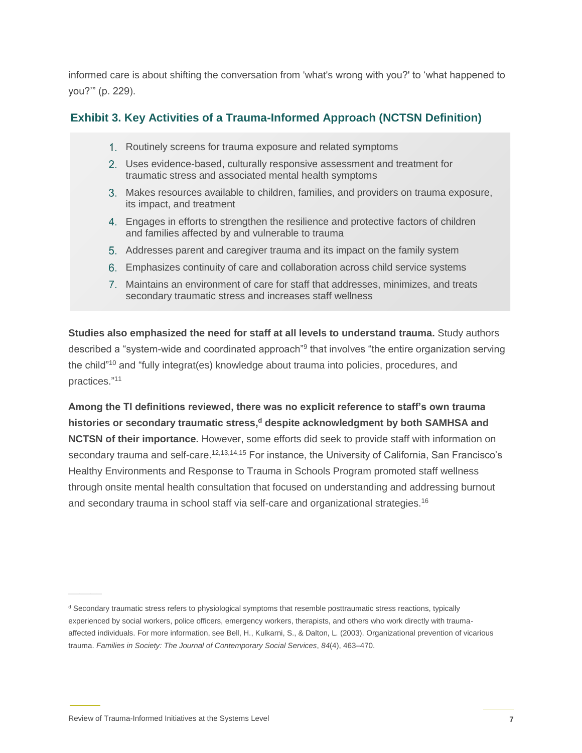informed care is about shifting the conversation from 'what's wrong with you?' to 'what happened to you?'" (p. 229).

### Exhibit 3. Key Activities of a Trauma-Informed Approach (NCTSN Definition)

1. Routinely screens for trauma exposure and related symptoms
2. Uses evidence-based, culturally responsive assessment and treatment for traumatic stress and associated mental health symptoms
3. Makes resources available to children, families, and providers on trauma exposure, its impact, and treatment
4. Engages in efforts to strengthen the resilience and protective factors of children and families affected by and vulnerable to trauma
5. Addresses parent and caregiver trauma and its impact on the family system
6. Emphasizes continuity of care and collaboration across child service systems
7. Maintains an environment of care for staff that addresses, minimizes, and treats secondary traumatic stress and increases staff wellness

**Studies also emphasized the need for staff at all levels to understand trauma.** Study authors described a "system-wide and coordinated approach"[9] that involves "the entire organization serving the child"[10] and "fully integrat(es) knowledge about trauma into policies, procedures, and practices."[11]

**Among the TI definitions reviewed, there was no explicit reference to staff's own trauma histories or secondary traumatic stress,[d] despite acknowledgment by both SAMHSA and NCTSN of their importance.** However, some efforts did seek to provide staff with information on secondary trauma and self-care.[12,13,14,15] For instance, the University of California, San Francisco's Healthy Environments and Response to Trauma in Schools Program promoted staff wellness through onsite mental health consultation that focused on understanding and addressing burnout and secondary trauma in school staff via self-care and organizational strategies.[16]

---

[d] Secondary traumatic stress refers to physiological symptoms that resemble posttraumatic stress reactions, typically experienced by social workers, police officers, emergency workers, therapists, and others who work directly with trauma-affected individuals. For more information, see Bell, H., Kulkarni, S., & Dalton, L. (2003). Organizational prevention of vicarious trauma. *Families in Society: The Journal of Contemporary Social Services*, *84*(4), 463–470.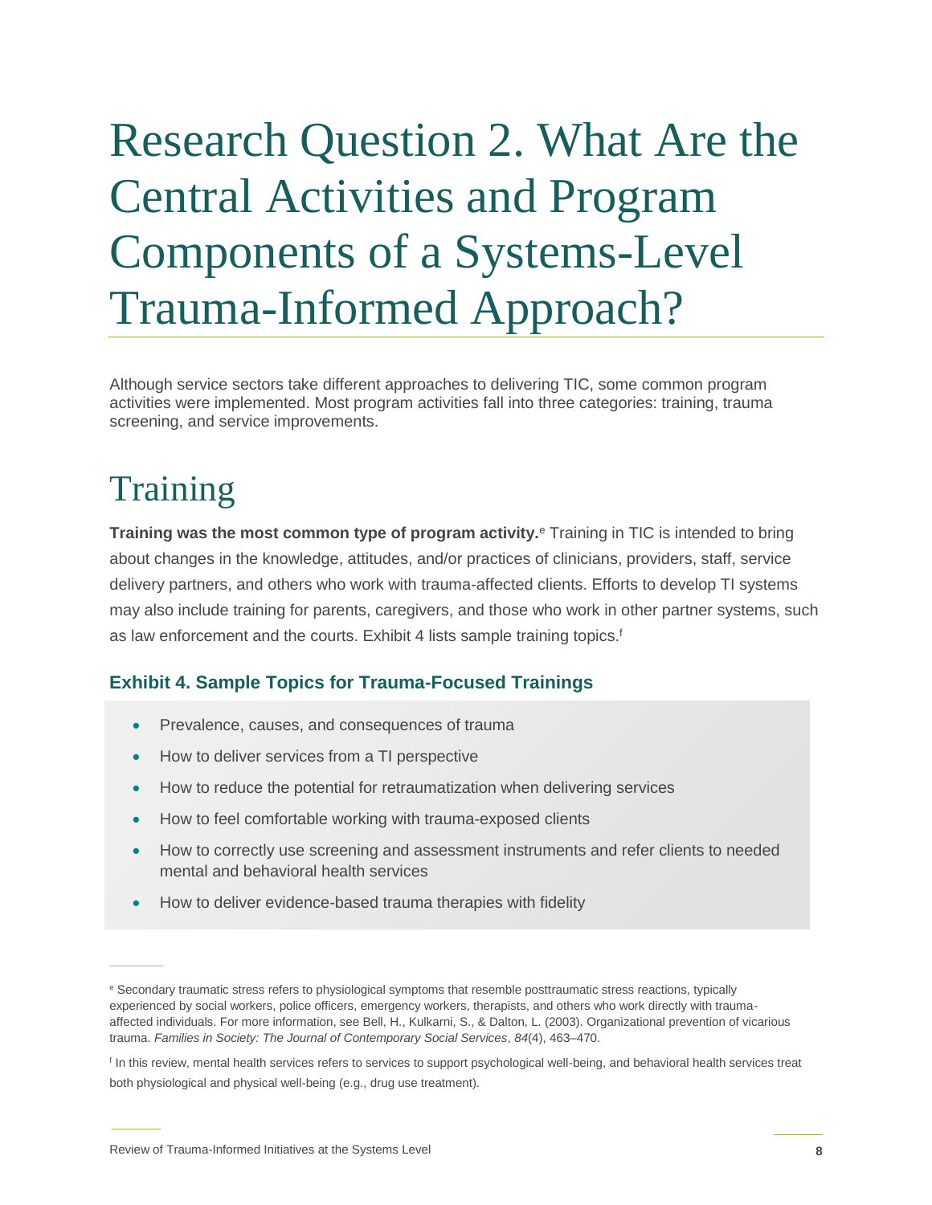# Research Question 2. What Are the Central Activities and Program Components of a Systems-Level Trauma-Informed Approach?

Although service sectors take different approaches to delivering TIC, some common program activities were implemented. Most program activities fall into three categories: training, trauma screening, and service improvements.

## Training

**Training was the most common type of program activity.**[e] Training in TIC is intended to bring about changes in the knowledge, attitudes, and/or practices of clinicians, providers, staff, service delivery partners, and others who work with trauma-affected clients. Efforts to develop TI systems may also include training for parents, caregivers, and those who work in other partner systems, such as law enforcement and the courts. Exhibit 4 lists sample training topics.[f]

### Exhibit 4. Sample Topics for Trauma-Focused Trainings

- Prevalence, causes, and consequences of trauma
- How to deliver services from a TI perspective
- How to reduce the potential for retraumatization when delivering services
- How to feel comfortable working with trauma-exposed clients
- How to correctly use screening and assessment instruments and refer clients to needed mental and behavioral health services
- How to deliver evidence-based trauma therapies with fidelity

---

[e] Secondary traumatic stress refers to physiological symptoms that resemble posttraumatic stress reactions, typically experienced by social workers, police officers, emergency workers, therapists, and others who work directly with trauma-affected individuals. For more information, see Bell, H., Kulkarni, S., & Dalton, L. (2003). Organizational prevention of vicarious trauma. *Families in Society: The Journal of Contemporary Social Services*, *84*(4), 463–470.

[f] In this review, mental health services refers to services to support psychological well-being, and behavioral health services treat both physiological and physical well-being (e.g., drug use treatment).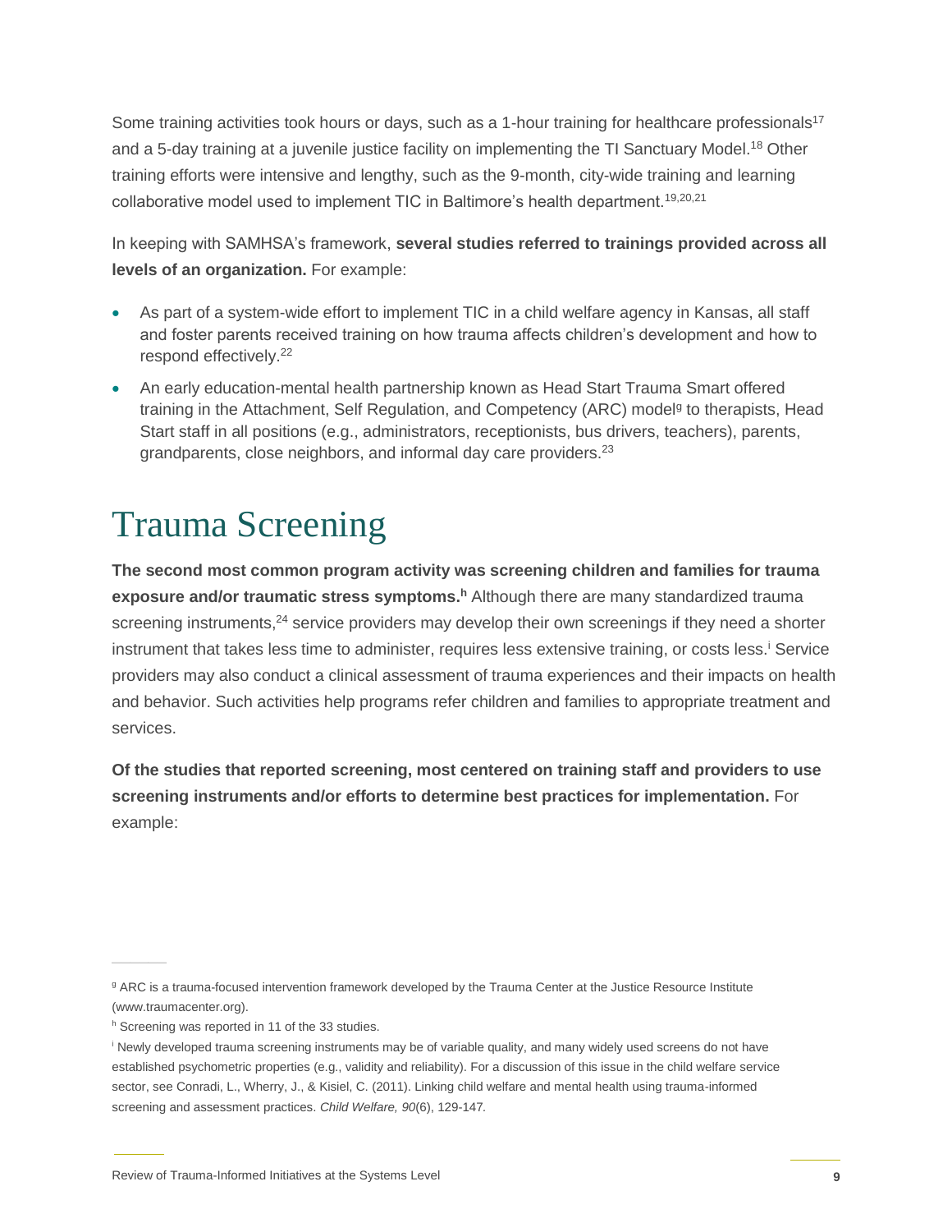Some training activities took hours or days, such as a 1-hour training for healthcare professionals[17] and a 5-day training at a juvenile justice facility on implementing the TI Sanctuary Model.[18] Other training efforts were intensive and lengthy, such as the 9-month, city-wide training and learning collaborative model used to implement TIC in Baltimore's health department.[19,20,21]

In keeping with SAMHSA's framework, **several studies referred to trainings provided across all levels of an organization.** For example:

- As part of a system-wide effort to implement TIC in a child welfare agency in Kansas, all staff and foster parents received training on how trauma affects children's development and how to respond effectively.[22]
- An early education-mental health partnership known as Head Start Trauma Smart offered training in the Attachment, Self Regulation, and Competency (ARC) model[g] to therapists, Head Start staff in all positions (e.g., administrators, receptionists, bus drivers, teachers), parents, grandparents, close neighbors, and informal day care providers.[23]

# Trauma Screening

**The second most common program activity was screening children and families for trauma exposure and/or traumatic stress symptoms.[h]** Although there are many standardized trauma screening instruments,[24] service providers may develop their own screenings if they need a shorter instrument that takes less time to administer, requires less extensive training, or costs less.[i] Service providers may also conduct a clinical assessment of trauma experiences and their impacts on health and behavior. Such activities help programs refer children and families to appropriate treatment and services.

**Of the studies that reported screening, most centered on training staff and providers to use screening instruments and/or efforts to determine best practices for implementation.** For example:

---

[g] ARC is a trauma-focused intervention framework developed by the Trauma Center at the Justice Resource Institute (www.traumacenter.org).

[h] Screening was reported in 11 of the 33 studies.

[i] Newly developed trauma screening instruments may be of variable quality, and many widely used screens do not have established psychometric properties (e.g., validity and reliability). For a discussion of this issue in the child welfare service sector, see Conradi, L., Wherry, J., & Kisiel, C. (2011). Linking child welfare and mental health using trauma-informed screening and assessment practices. *Child Welfare, 90*(6), 129-147.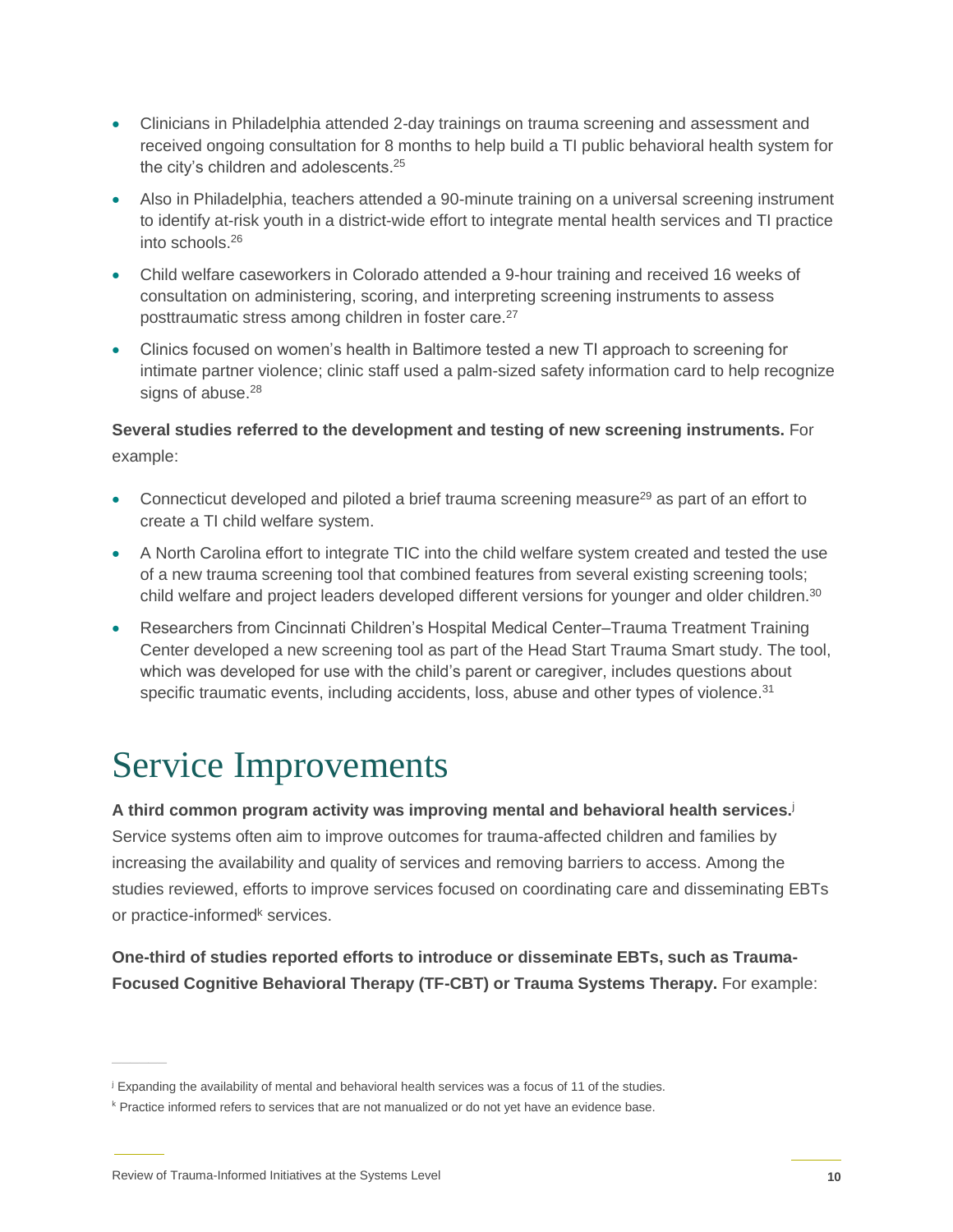- Clinicians in Philadelphia attended 2-day trainings on trauma screening and assessment and received ongoing consultation for 8 months to help build a TI public behavioral health system for the city's children and adolescents.[25]
- Also in Philadelphia, teachers attended a 90-minute training on a universal screening instrument to identify at-risk youth in a district-wide effort to integrate mental health services and TI practice into schools.[26]
- Child welfare caseworkers in Colorado attended a 9-hour training and received 16 weeks of consultation on administering, scoring, and interpreting screening instruments to assess posttraumatic stress among children in foster care.[27]
- Clinics focused on women's health in Baltimore tested a new TI approach to screening for intimate partner violence; clinic staff used a palm-sized safety information card to help recognize signs of abuse.[28]

**Several studies referred to the development and testing of new screening instruments.** For example:

- Connecticut developed and piloted a brief trauma screening measure[29] as part of an effort to create a TI child welfare system.
- A North Carolina effort to integrate TIC into the child welfare system created and tested the use of a new trauma screening tool that combined features from several existing screening tools; child welfare and project leaders developed different versions for younger and older children.[30]
- Researchers from Cincinnati Children's Hospital Medical Center–Trauma Treatment Training Center developed a new screening tool as part of the Head Start Trauma Smart study. The tool, which was developed for use with the child's parent or caregiver, includes questions about specific traumatic events, including accidents, loss, abuse and other types of violence.[31]

# Service Improvements

**A third common program activity was improving mental and behavioral health services.**[j] Service systems often aim to improve outcomes for trauma-affected children and families by increasing the availability and quality of services and removing barriers to access. Among the studies reviewed, efforts to improve services focused on coordinating care and disseminating EBTs or practice-informed[k] services.

**One-third of studies reported efforts to introduce or disseminate EBTs, such as Trauma-Focused Cognitive Behavioral Therapy (TF-CBT) or Trauma Systems Therapy.** For example:

---

[j] Expanding the availability of mental and behavioral health services was a focus of 11 of the studies.

[k] Practice informed refers to services that are not manualized or do not yet have an evidence base.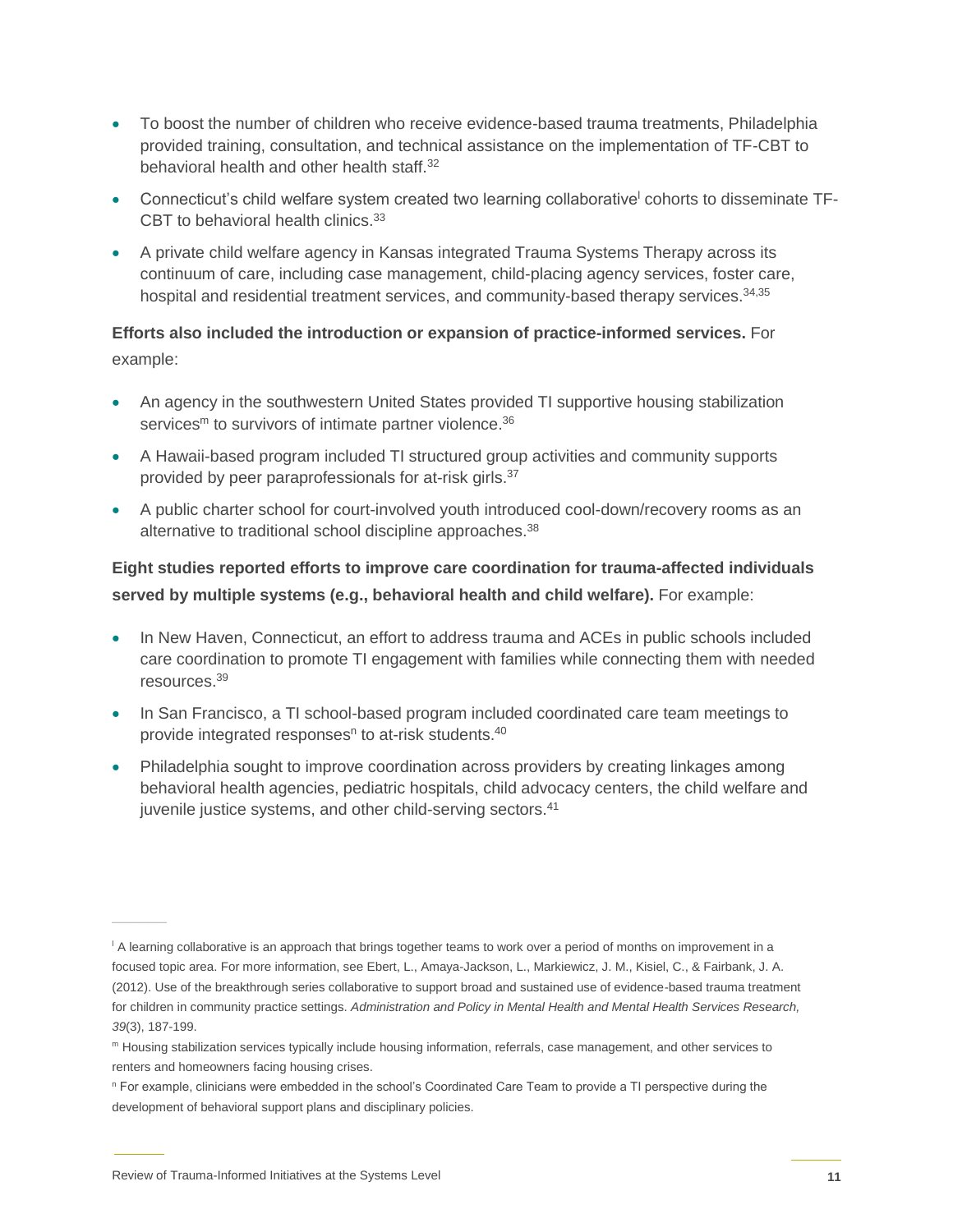- To boost the number of children who receive evidence-based trauma treatments, Philadelphia provided training, consultation, and technical assistance on the implementation of TF-CBT to behavioral health and other health staff.[32]
- Connecticut's child welfare system created two learning collaborative[l] cohorts to disseminate TF-CBT to behavioral health clinics.[33]
- A private child welfare agency in Kansas integrated Trauma Systems Therapy across its continuum of care, including case management, child-placing agency services, foster care, hospital and residential treatment services, and community-based therapy services.[34,35]

**Efforts also included the introduction or expansion of practice-informed services.** For example:

- An agency in the southwestern United States provided TI supportive housing stabilization services[m] to survivors of intimate partner violence.[36]
- A Hawaii-based program included TI structured group activities and community supports provided by peer paraprofessionals for at-risk girls.[37]
- A public charter school for court-involved youth introduced cool-down/recovery rooms as an alternative to traditional school discipline approaches.[38]

**Eight studies reported efforts to improve care coordination for trauma-affected individuals served by multiple systems (e.g., behavioral health and child welfare).** For example:

- In New Haven, Connecticut, an effort to address trauma and ACEs in public schools included care coordination to promote TI engagement with families while connecting them with needed resources.[39]
- In San Francisco, a TI school-based program included coordinated care team meetings to provide integrated responses[n] to at-risk students.[40]
- Philadelphia sought to improve coordination across providers by creating linkages among behavioral health agencies, pediatric hospitals, child advocacy centers, the child welfare and juvenile justice systems, and other child-serving sectors.[41]

---

[l] A learning collaborative is an approach that brings together teams to work over a period of months on improvement in a focused topic area. For more information, see Ebert, L., Amaya-Jackson, L., Markiewicz, J. M., Kisiel, C., & Fairbank, J. A. (2012). Use of the breakthrough series collaborative to support broad and sustained use of evidence-based trauma treatment for children in community practice settings. *Administration and Policy in Mental Health and Mental Health Services Research, 39*(3), 187-199.

[m] Housing stabilization services typically include housing information, referrals, case management, and other services to renters and homeowners facing housing crises.

[n] For example, clinicians were embedded in the school's Coordinated Care Team to provide a TI perspective during the development of behavioral support plans and disciplinary policies.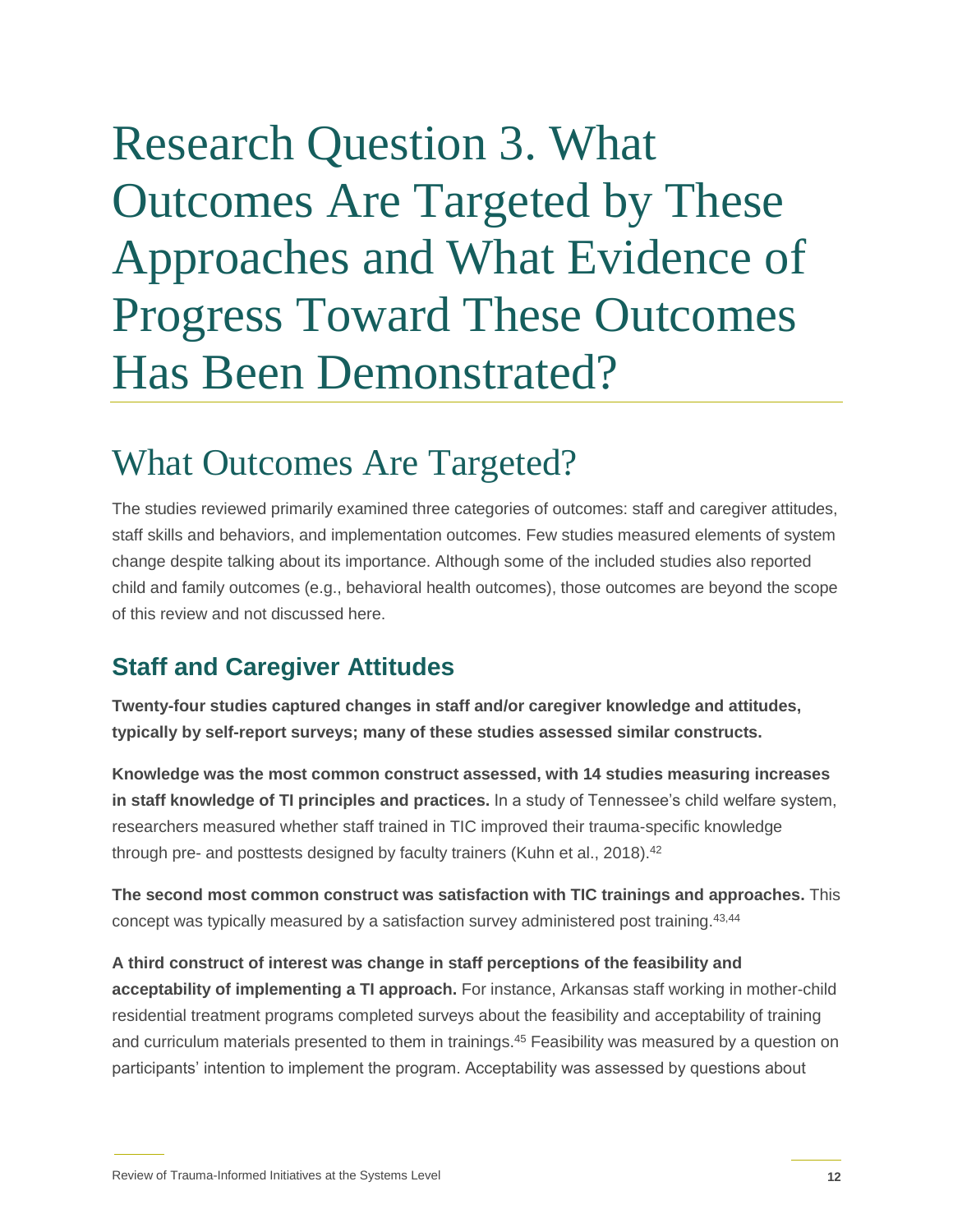# Research Question 3. What Outcomes Are Targeted by These Approaches and What Evidence of Progress Toward These Outcomes Has Been Demonstrated?

## What Outcomes Are Targeted?

The studies reviewed primarily examined three categories of outcomes: staff and caregiver attitudes, staff skills and behaviors, and implementation outcomes. Few studies measured elements of system change despite talking about its importance. Although some of the included studies also reported child and family outcomes (e.g., behavioral health outcomes), those outcomes are beyond the scope of this review and not discussed here.

### Staff and Caregiver Attitudes

**Twenty-four studies captured changes in staff and/or caregiver knowledge and attitudes, typically by self-report surveys; many of these studies assessed similar constructs.**

**Knowledge was the most common construct assessed, with 14 studies measuring increases in staff knowledge of TI principles and practices.** In a study of Tennessee's child welfare system, researchers measured whether staff trained in TIC improved their trauma-specific knowledge through pre- and posttests designed by faculty trainers (Kuhn et al., 2018).[42]

**The second most common construct was satisfaction with TIC trainings and approaches.** This concept was typically measured by a satisfaction survey administered post training.[43,44]

**A third construct of interest was change in staff perceptions of the feasibility and acceptability of implementing a TI approach.** For instance, Arkansas staff working in mother-child residential treatment programs completed surveys about the feasibility and acceptability of training and curriculum materials presented to them in trainings.[45] Feasibility was measured by a question on participants' intention to implement the program. Acceptability was assessed by questions about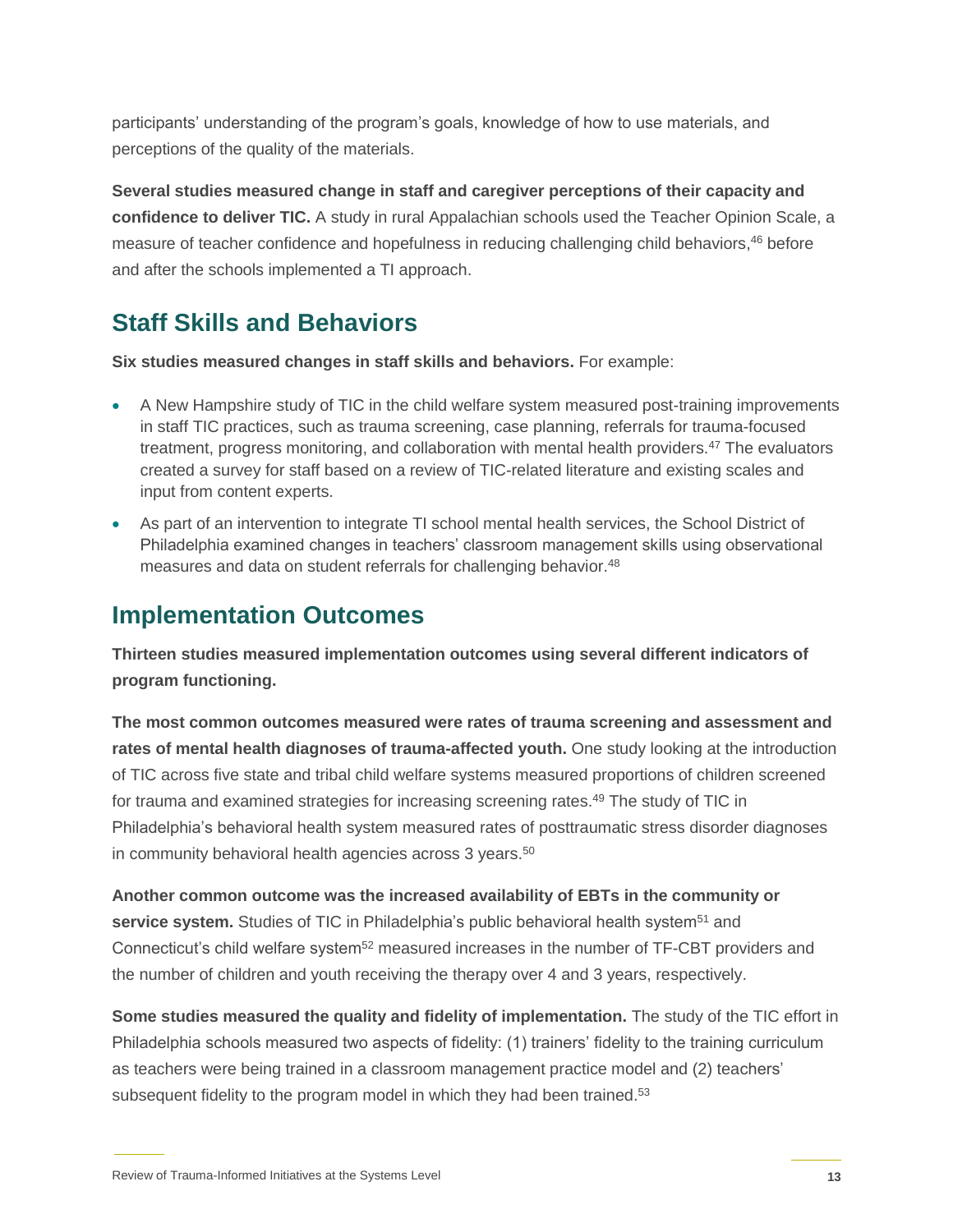participants' understanding of the program's goals, knowledge of how to use materials, and perceptions of the quality of the materials.

**Several studies measured change in staff and caregiver perceptions of their capacity and confidence to deliver TIC.** A study in rural Appalachian schools used the Teacher Opinion Scale, a measure of teacher confidence and hopefulness in reducing challenging child behaviors,[46] before and after the schools implemented a TI approach.

## Staff Skills and Behaviors

**Six studies measured changes in staff skills and behaviors.** For example:

- A New Hampshire study of TIC in the child welfare system measured post-training improvements in staff TIC practices, such as trauma screening, case planning, referrals for trauma-focused treatment, progress monitoring, and collaboration with mental health providers.[47] The evaluators created a survey for staff based on a review of TIC-related literature and existing scales and input from content experts.
- As part of an intervention to integrate TI school mental health services, the School District of Philadelphia examined changes in teachers' classroom management skills using observational measures and data on student referrals for challenging behavior.[48]

## Implementation Outcomes

**Thirteen studies measured implementation outcomes using several different indicators of program functioning.**

**The most common outcomes measured were rates of trauma screening and assessment and rates of mental health diagnoses of trauma-affected youth.** One study looking at the introduction of TIC across five state and tribal child welfare systems measured proportions of children screened for trauma and examined strategies for increasing screening rates.[49] The study of TIC in Philadelphia's behavioral health system measured rates of posttraumatic stress disorder diagnoses in community behavioral health agencies across 3 years.[50]

**Another common outcome was the increased availability of EBTs in the community or service system.** Studies of TIC in Philadelphia's public behavioral health system[51] and Connecticut's child welfare system[52] measured increases in the number of TF-CBT providers and the number of children and youth receiving the therapy over 4 and 3 years, respectively.

**Some studies measured the quality and fidelity of implementation.** The study of the TIC effort in Philadelphia schools measured two aspects of fidelity: (1) trainers' fidelity to the training curriculum as teachers were being trained in a classroom management practice model and (2) teachers' subsequent fidelity to the program model in which they had been trained.[53]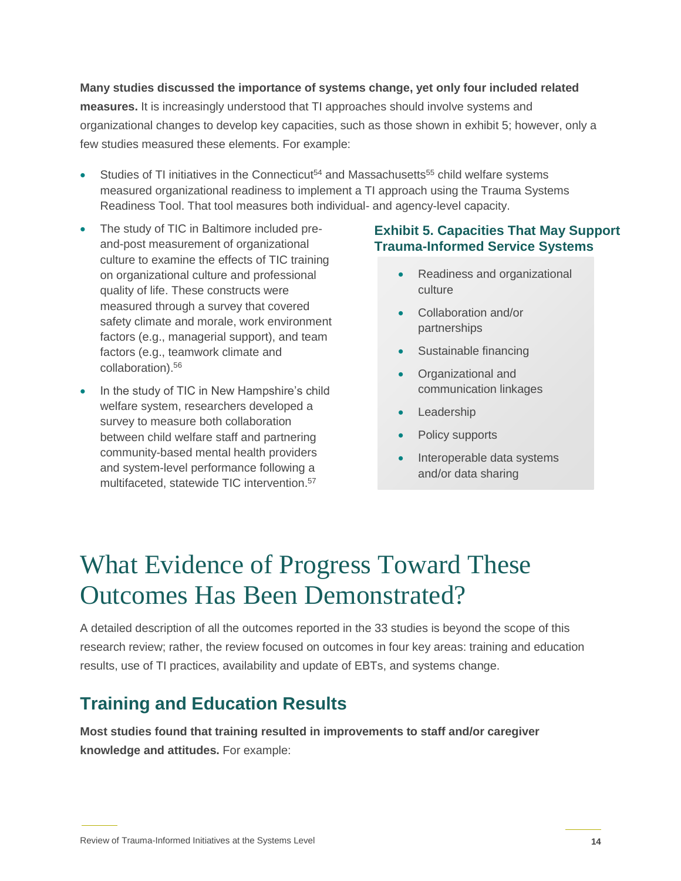**Many studies discussed the importance of systems change, yet only four included related measures.** It is increasingly understood that TI approaches should involve systems and organizational changes to develop key capacities, such as those shown in exhibit 5; however, only a few studies measured these elements. For example:

- Studies of TI initiatives in the Connecticut[54] and Massachusetts[55] child welfare systems measured organizational readiness to implement a TI approach using the Trauma Systems Readiness Tool. That tool measures both individual- and agency-level capacity.
- The study of TIC in Baltimore included pre-and-post measurement of organizational culture to examine the effects of TIC training on organizational culture and professional quality of life. These constructs were measured through a survey that covered safety climate and morale, work environment factors (e.g., managerial support), and team factors (e.g., teamwork climate and collaboration).[56]
- In the study of TIC in New Hampshire's child welfare system, researchers developed a survey to measure both collaboration between child welfare staff and partnering community-based mental health providers and system-level performance following a multifaceted, statewide TIC intervention.[57]

**Exhibit 5. Capacities That May Support Trauma-Informed Service Systems**

- Readiness and organizational culture
- Collaboration and/or partnerships
- Sustainable financing
- Organizational and communication linkages
- Leadership
- Policy supports
- Interoperable data systems and/or data sharing

# What Evidence of Progress Toward These Outcomes Has Been Demonstrated?

A detailed description of all the outcomes reported in the 33 studies is beyond the scope of this research review; rather, the review focused on outcomes in four key areas: training and education results, use of TI practices, availability and update of EBTs, and systems change.

## Training and Education Results

**Most studies found that training resulted in improvements to staff and/or caregiver knowledge and attitudes.** For example: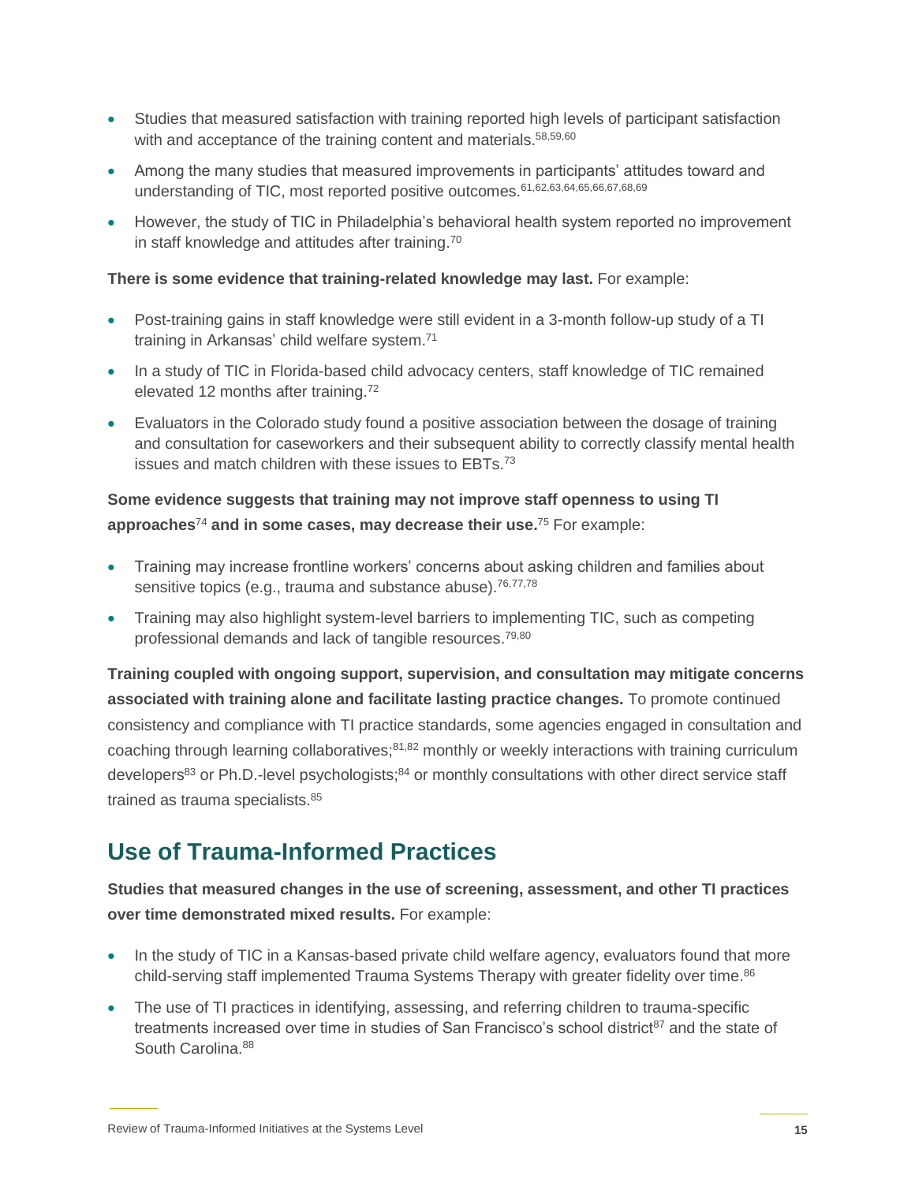- Studies that measured satisfaction with training reported high levels of participant satisfaction with and acceptance of the training content and materials.[58,59,60]
- Among the many studies that measured improvements in participants' attitudes toward and understanding of TIC, most reported positive outcomes.[61,62,63,64,65,66,67,68,69]
- However, the study of TIC in Philadelphia's behavioral health system reported no improvement in staff knowledge and attitudes after training.[70]

**There is some evidence that training-related knowledge may last.** For example:

- Post-training gains in staff knowledge were still evident in a 3-month follow-up study of a TI training in Arkansas' child welfare system.[71]
- In a study of TIC in Florida-based child advocacy centers, staff knowledge of TIC remained elevated 12 months after training.[72]
- Evaluators in the Colorado study found a positive association between the dosage of training and consultation for caseworkers and their subsequent ability to correctly classify mental health issues and match children with these issues to EBTs.[73]

**Some evidence suggests that training may not improve staff openness to using TI approaches**[74] **and in some cases, may decrease their use.**[75] For example:

- Training may increase frontline workers' concerns about asking children and families about sensitive topics (e.g., trauma and substance abuse).[76,77,78]
- Training may also highlight system-level barriers to implementing TIC, such as competing professional demands and lack of tangible resources.[79,80]

**Training coupled with ongoing support, supervision, and consultation may mitigate concerns associated with training alone and facilitate lasting practice changes.** To promote continued consistency and compliance with TI practice standards, some agencies engaged in consultation and coaching through learning collaboratives;[81,82] monthly or weekly interactions with training curriculum developers[83] or Ph.D.-level psychologists;[84] or monthly consultations with other direct service staff trained as trauma specialists.[85]

## Use of Trauma-Informed Practices

**Studies that measured changes in the use of screening, assessment, and other TI practices over time demonstrated mixed results.** For example:

- In the study of TIC in a Kansas-based private child welfare agency, evaluators found that more child-serving staff implemented Trauma Systems Therapy with greater fidelity over time.[86]
- The use of TI practices in identifying, assessing, and referring children to trauma-specific treatments increased over time in studies of San Francisco's school district[87] and the state of South Carolina.[88]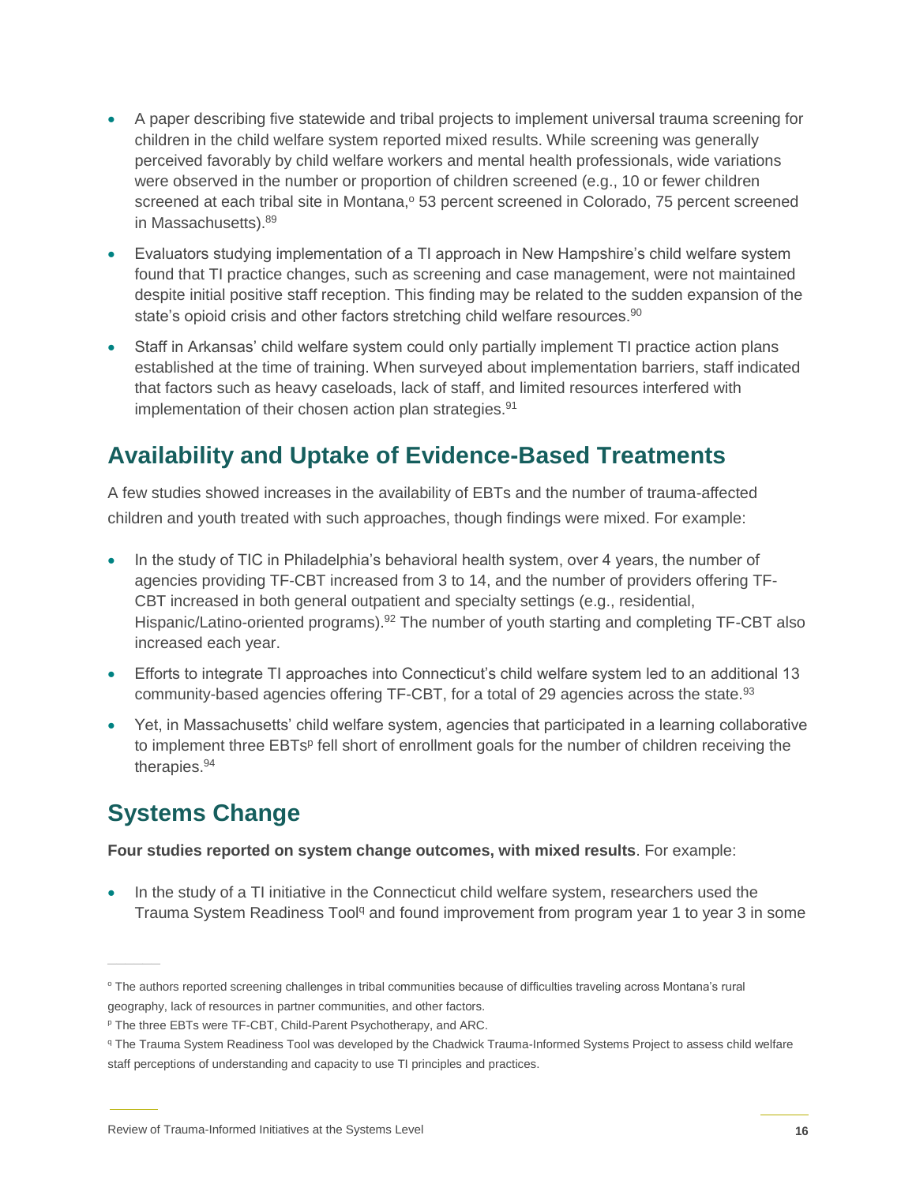- A paper describing five statewide and tribal projects to implement universal trauma screening for children in the child welfare system reported mixed results. While screening was generally perceived favorably by child welfare workers and mental health professionals, wide variations were observed in the number or proportion of children screened (e.g., 10 or fewer children screened at each tribal site in Montana,[o] 53 percent screened in Colorado, 75 percent screened in Massachusetts).[89]
- Evaluators studying implementation of a TI approach in New Hampshire's child welfare system found that TI practice changes, such as screening and case management, were not maintained despite initial positive staff reception. This finding may be related to the sudden expansion of the state's opioid crisis and other factors stretching child welfare resources.[90]
- Staff in Arkansas' child welfare system could only partially implement TI practice action plans established at the time of training. When surveyed about implementation barriers, staff indicated that factors such as heavy caseloads, lack of staff, and limited resources interfered with implementation of their chosen action plan strategies.[91]

## Availability and Uptake of Evidence-Based Treatments

A few studies showed increases in the availability of EBTs and the number of trauma-affected children and youth treated with such approaches, though findings were mixed. For example:

- In the study of TIC in Philadelphia's behavioral health system, over 4 years, the number of agencies providing TF-CBT increased from 3 to 14, and the number of providers offering TF-CBT increased in both general outpatient and specialty settings (e.g., residential, Hispanic/Latino-oriented programs).[92] The number of youth starting and completing TF-CBT also increased each year.
- Efforts to integrate TI approaches into Connecticut's child welfare system led to an additional 13 community-based agencies offering TF-CBT, for a total of 29 agencies across the state.[93]
- Yet, in Massachusetts' child welfare system, agencies that participated in a learning collaborative to implement three EBTs[p] fell short of enrollment goals for the number of children receiving the therapies.[94]

## Systems Change

**Four studies reported on system change outcomes, with mixed results**. For example:

- In the study of a TI initiative in the Connecticut child welfare system, researchers used the Trauma System Readiness Tool[q] and found improvement from program year 1 to year 3 in some

---

[o] The authors reported screening challenges in tribal communities because of difficulties traveling across Montana's rural geography, lack of resources in partner communities, and other factors.

[p] The three EBTs were TF-CBT, Child-Parent Psychotherapy, and ARC.

[q] The Trauma System Readiness Tool was developed by the Chadwick Trauma-Informed Systems Project to assess child welfare staff perceptions of understanding and capacity to use TI principles and practices.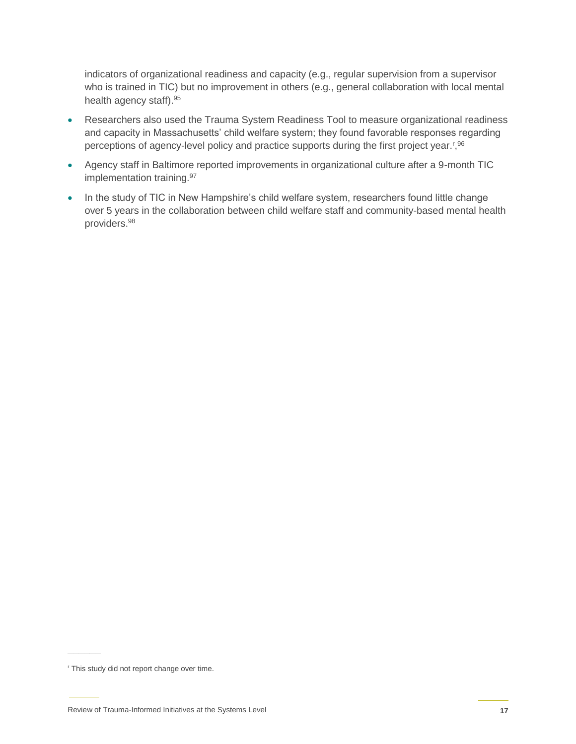indicators of organizational readiness and capacity (e.g., regular supervision from a supervisor who is trained in TIC) but no improvement in others (e.g., general collaboration with local mental health agency staff).[95]

- Researchers also used the Trauma System Readiness Tool to measure organizational readiness and capacity in Massachusetts' child welfare system; they found favorable responses regarding perceptions of agency-level policy and practice supports during the first project year.[r],[96]
- Agency staff in Baltimore reported improvements in organizational culture after a 9-month TIC implementation training.[97]
- In the study of TIC in New Hampshire's child welfare system, researchers found little change over 5 years in the collaboration between child welfare staff and community-based mental health providers.[98]

---

[r] This study did not report change over time.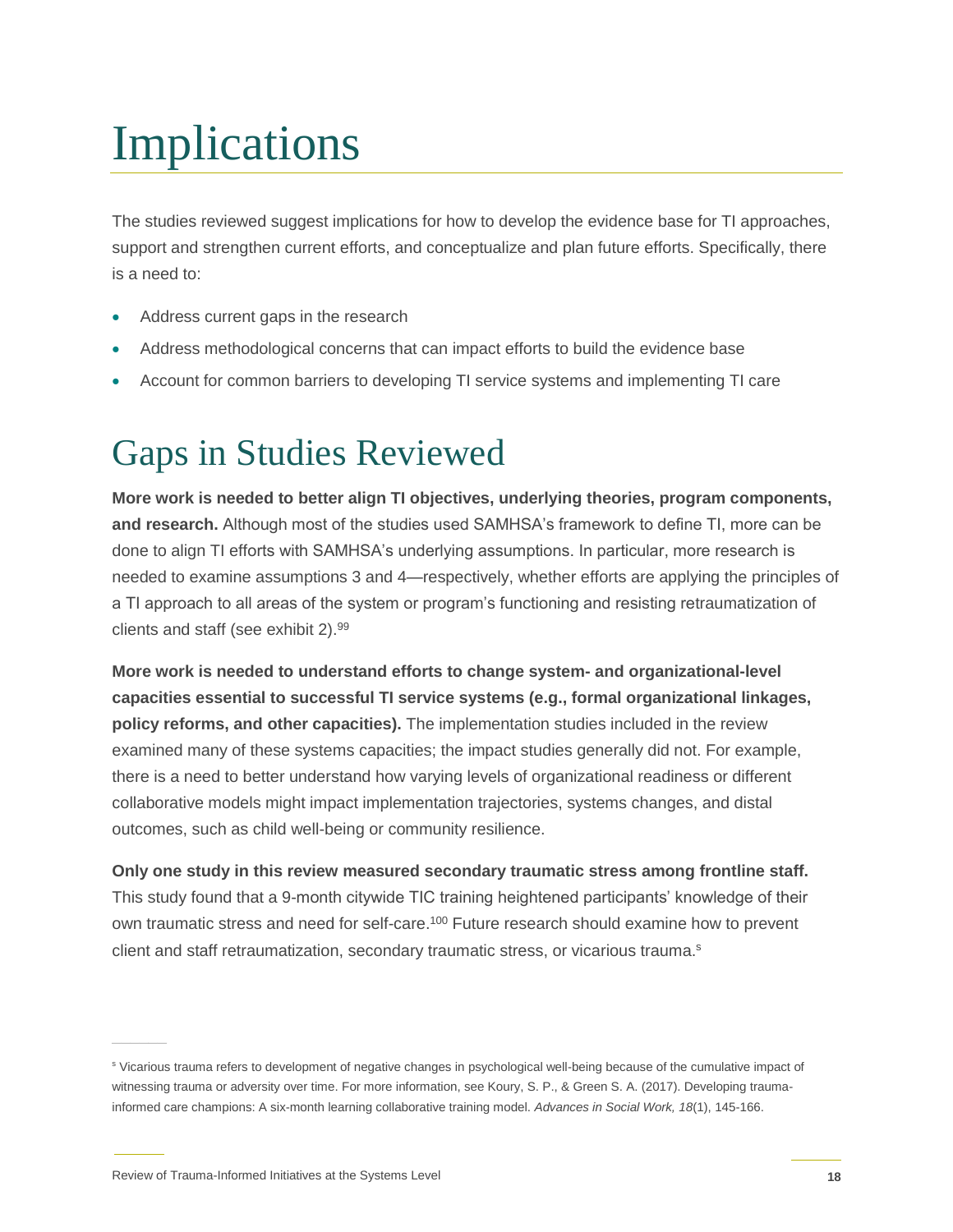# Implications

The studies reviewed suggest implications for how to develop the evidence base for TI approaches, support and strengthen current efforts, and conceptualize and plan future efforts. Specifically, there is a need to:

- Address current gaps in the research
- Address methodological concerns that can impact efforts to build the evidence base
- Account for common barriers to developing TI service systems and implementing TI care

# Gaps in Studies Reviewed

**More work is needed to better align TI objectives, underlying theories, program components, and research.** Although most of the studies used SAMHSA's framework to define TI, more can be done to align TI efforts with SAMHSA's underlying assumptions. In particular, more research is needed to examine assumptions 3 and 4—respectively, whether efforts are applying the principles of a TI approach to all areas of the system or program's functioning and resisting retraumatization of clients and staff (see exhibit 2).[99]

**More work is needed to understand efforts to change system- and organizational-level capacities essential to successful TI service systems (e.g., formal organizational linkages, policy reforms, and other capacities).** The implementation studies included in the review examined many of these systems capacities; the impact studies generally did not. For example, there is a need to better understand how varying levels of organizational readiness or different collaborative models might impact implementation trajectories, systems changes, and distal outcomes, such as child well-being or community resilience.

**Only one study in this review measured secondary traumatic stress among frontline staff.** This study found that a 9-month citywide TIC training heightened participants' knowledge of their own traumatic stress and need for self-care.[100] Future research should examine how to prevent client and staff retraumatization, secondary traumatic stress, or vicarious trauma.[s]

[s] Vicarious trauma refers to development of negative changes in psychological well-being because of the cumulative impact of witnessing trauma or adversity over time. For more information, see Koury, S. P., & Green S. A. (2017). Developing trauma-informed care champions: A six-month learning collaborative training model. *Advances in Social Work, 18*(1), 145-166.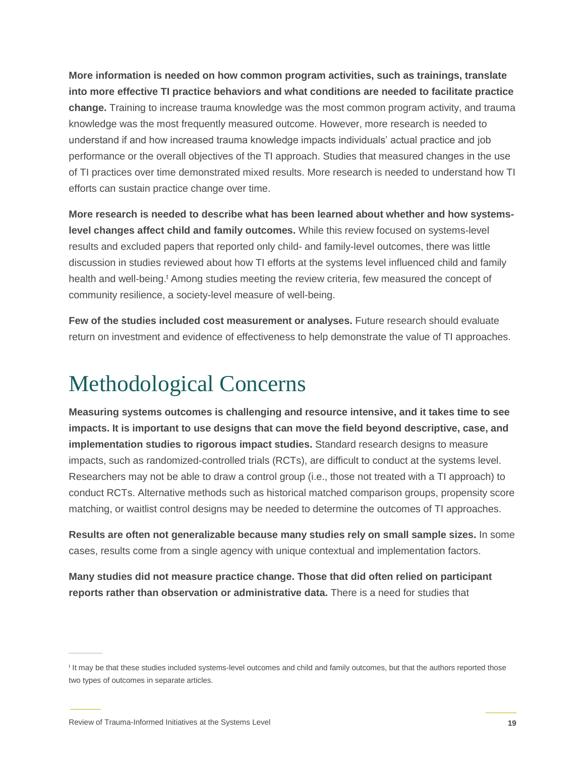**More information is needed on how common program activities, such as trainings, translate into more effective TI practice behaviors and what conditions are needed to facilitate practice change.** Training to increase trauma knowledge was the most common program activity, and trauma knowledge was the most frequently measured outcome. However, more research is needed to understand if and how increased trauma knowledge impacts individuals' actual practice and job performance or the overall objectives of the TI approach. Studies that measured changes in the use of TI practices over time demonstrated mixed results. More research is needed to understand how TI efforts can sustain practice change over time.

**More research is needed to describe what has been learned about whether and how systems-level changes affect child and family outcomes.** While this review focused on systems-level results and excluded papers that reported only child- and family-level outcomes, there was little discussion in studies reviewed about how TI efforts at the systems level influenced child and family health and well-being.[t] Among studies meeting the review criteria, few measured the concept of community resilience, a society-level measure of well-being.

**Few of the studies included cost measurement or analyses.** Future research should evaluate return on investment and evidence of effectiveness to help demonstrate the value of TI approaches.

# Methodological Concerns

**Measuring systems outcomes is challenging and resource intensive, and it takes time to see impacts. It is important to use designs that can move the field beyond descriptive, case, and implementation studies to rigorous impact studies.** Standard research designs to measure impacts, such as randomized-controlled trials (RCTs), are difficult to conduct at the systems level. Researchers may not be able to draw a control group (i.e., those not treated with a TI approach) to conduct RCTs. Alternative methods such as historical matched comparison groups, propensity score matching, or waitlist control designs may be needed to determine the outcomes of TI approaches.

**Results are often not generalizable because many studies rely on small sample sizes.** In some cases, results come from a single agency with unique contextual and implementation factors.

**Many studies did not measure practice change. Those that did often relied on participant reports rather than observation or administrative data.** There is a need for studies that

[t] It may be that these studies included systems-level outcomes and child and family outcomes, but that the authors reported those two types of outcomes in separate articles.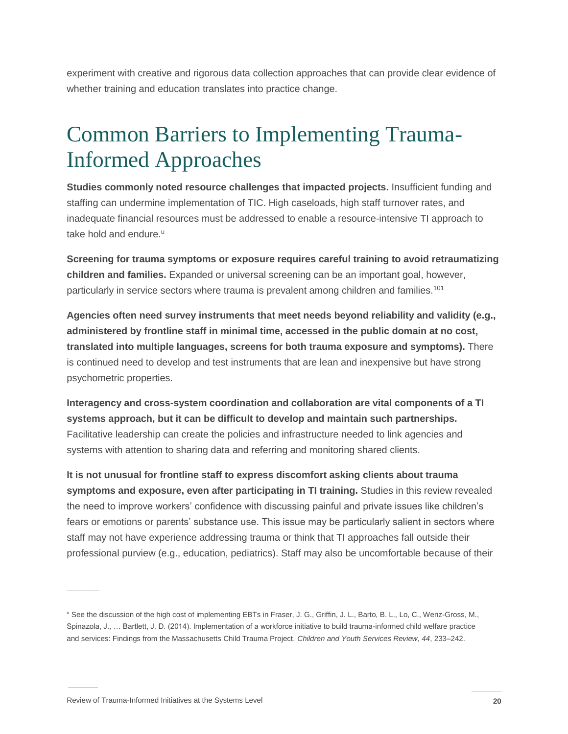experiment with creative and rigorous data collection approaches that can provide clear evidence of whether training and education translates into practice change.

# Common Barriers to Implementing Trauma-Informed Approaches

**Studies commonly noted resource challenges that impacted projects.** Insufficient funding and staffing can undermine implementation of TIC. High caseloads, high staff turnover rates, and inadequate financial resources must be addressed to enable a resource-intensive TI approach to take hold and endure.[u]

**Screening for trauma symptoms or exposure requires careful training to avoid retraumatizing children and families.** Expanded or universal screening can be an important goal, however, particularly in service sectors where trauma is prevalent among children and families.[101]

**Agencies often need survey instruments that meet needs beyond reliability and validity (e.g., administered by frontline staff in minimal time, accessed in the public domain at no cost, translated into multiple languages, screens for both trauma exposure and symptoms).** There is continued need to develop and test instruments that are lean and inexpensive but have strong psychometric properties.

**Interagency and cross-system coordination and collaboration are vital components of a TI systems approach, but it can be difficult to develop and maintain such partnerships.** Facilitative leadership can create the policies and infrastructure needed to link agencies and systems with attention to sharing data and referring and monitoring shared clients.

**It is not unusual for frontline staff to express discomfort asking clients about trauma symptoms and exposure, even after participating in TI training.** Studies in this review revealed the need to improve workers' confidence with discussing painful and private issues like children's fears or emotions or parents' substance use. This issue may be particularly salient in sectors where staff may not have experience addressing trauma or think that TI approaches fall outside their professional purview (e.g., education, pediatrics). Staff may also be uncomfortable because of their

---

[u] See the discussion of the high cost of implementing EBTs in Fraser, J. G., Griffin, J. L., Barto, B. L., Lo, C., Wenz-Gross, M., Spinazola, J., … Bartlett, J. D. (2014). Implementation of a workforce initiative to build trauma-informed child welfare practice and services: Findings from the Massachusetts Child Trauma Project. *Children and Youth Services Review, 44*, 233–242.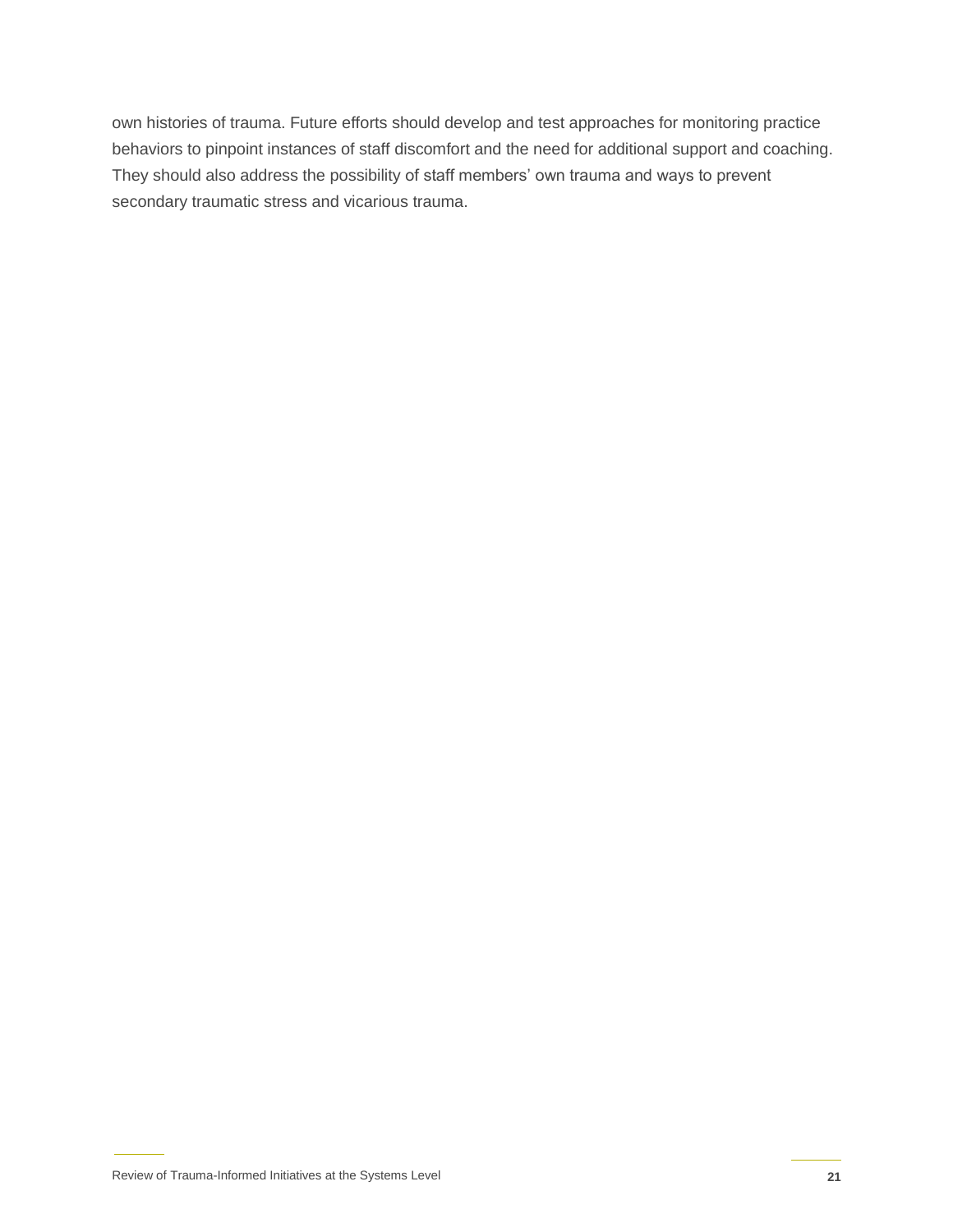own histories of trauma. Future efforts should develop and test approaches for monitoring practice behaviors to pinpoint instances of staff discomfort and the need for additional support and coaching. They should also address the possibility of staff members' own trauma and ways to prevent secondary traumatic stress and vicarious trauma.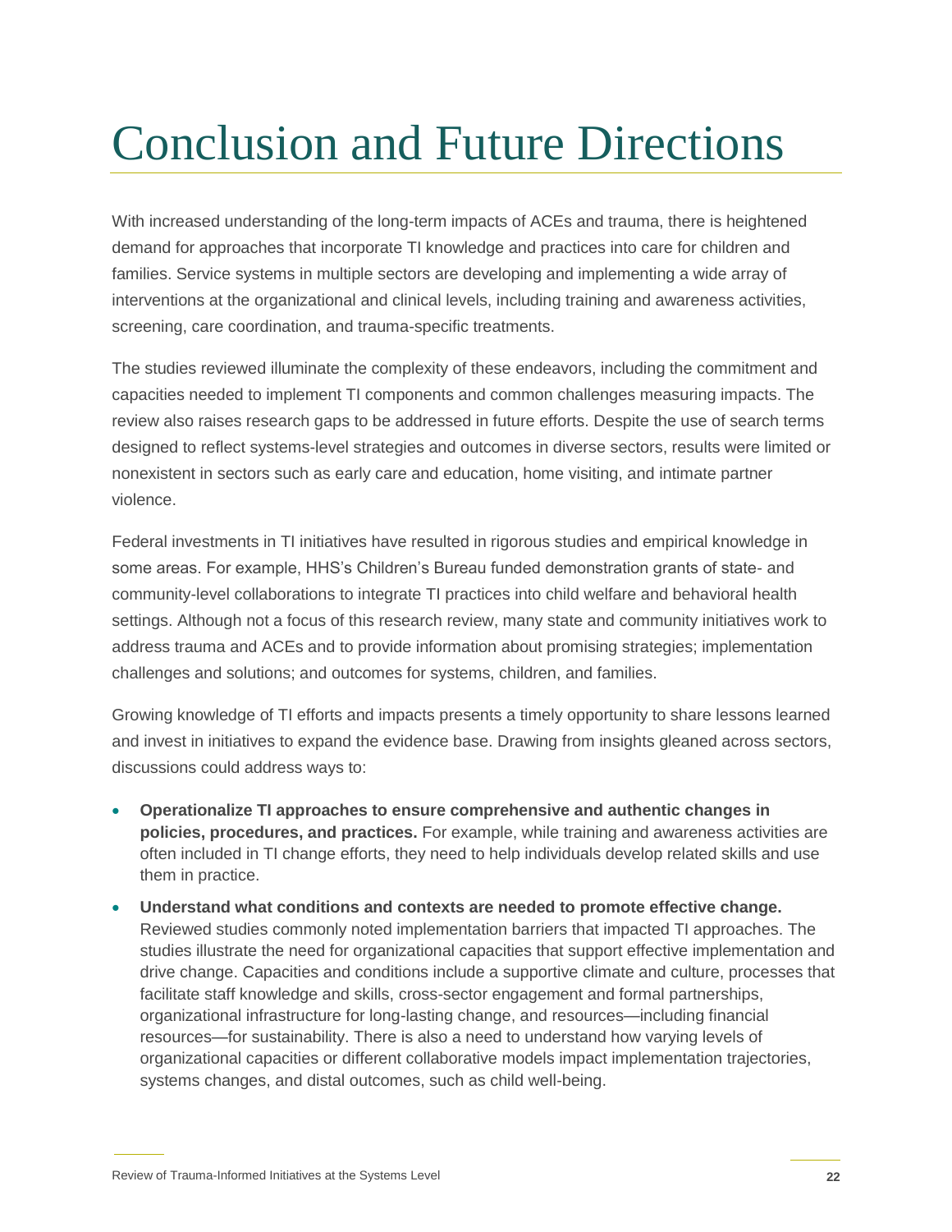# Conclusion and Future Directions

With increased understanding of the long-term impacts of ACEs and trauma, there is heightened demand for approaches that incorporate TI knowledge and practices into care for children and families. Service systems in multiple sectors are developing and implementing a wide array of interventions at the organizational and clinical levels, including training and awareness activities, screening, care coordination, and trauma-specific treatments.

The studies reviewed illuminate the complexity of these endeavors, including the commitment and capacities needed to implement TI components and common challenges measuring impacts. The review also raises research gaps to be addressed in future efforts. Despite the use of search terms designed to reflect systems-level strategies and outcomes in diverse sectors, results were limited or nonexistent in sectors such as early care and education, home visiting, and intimate partner violence.

Federal investments in TI initiatives have resulted in rigorous studies and empirical knowledge in some areas. For example, HHS's Children's Bureau funded demonstration grants of state- and community-level collaborations to integrate TI practices into child welfare and behavioral health settings. Although not a focus of this research review, many state and community initiatives work to address trauma and ACEs and to provide information about promising strategies; implementation challenges and solutions; and outcomes for systems, children, and families.

Growing knowledge of TI efforts and impacts presents a timely opportunity to share lessons learned and invest in initiatives to expand the evidence base. Drawing from insights gleaned across sectors, discussions could address ways to:

- **Operationalize TI approaches to ensure comprehensive and authentic changes in policies, procedures, and practices.** For example, while training and awareness activities are often included in TI change efforts, they need to help individuals develop related skills and use them in practice.
- **Understand what conditions and contexts are needed to promote effective change.** Reviewed studies commonly noted implementation barriers that impacted TI approaches. The studies illustrate the need for organizational capacities that support effective implementation and drive change. Capacities and conditions include a supportive climate and culture, processes that facilitate staff knowledge and skills, cross-sector engagement and formal partnerships, organizational infrastructure for long-lasting change, and resources—including financial resources—for sustainability. There is also a need to understand how varying levels of organizational capacities or different collaborative models impact implementation trajectories, systems changes, and distal outcomes, such as child well-being.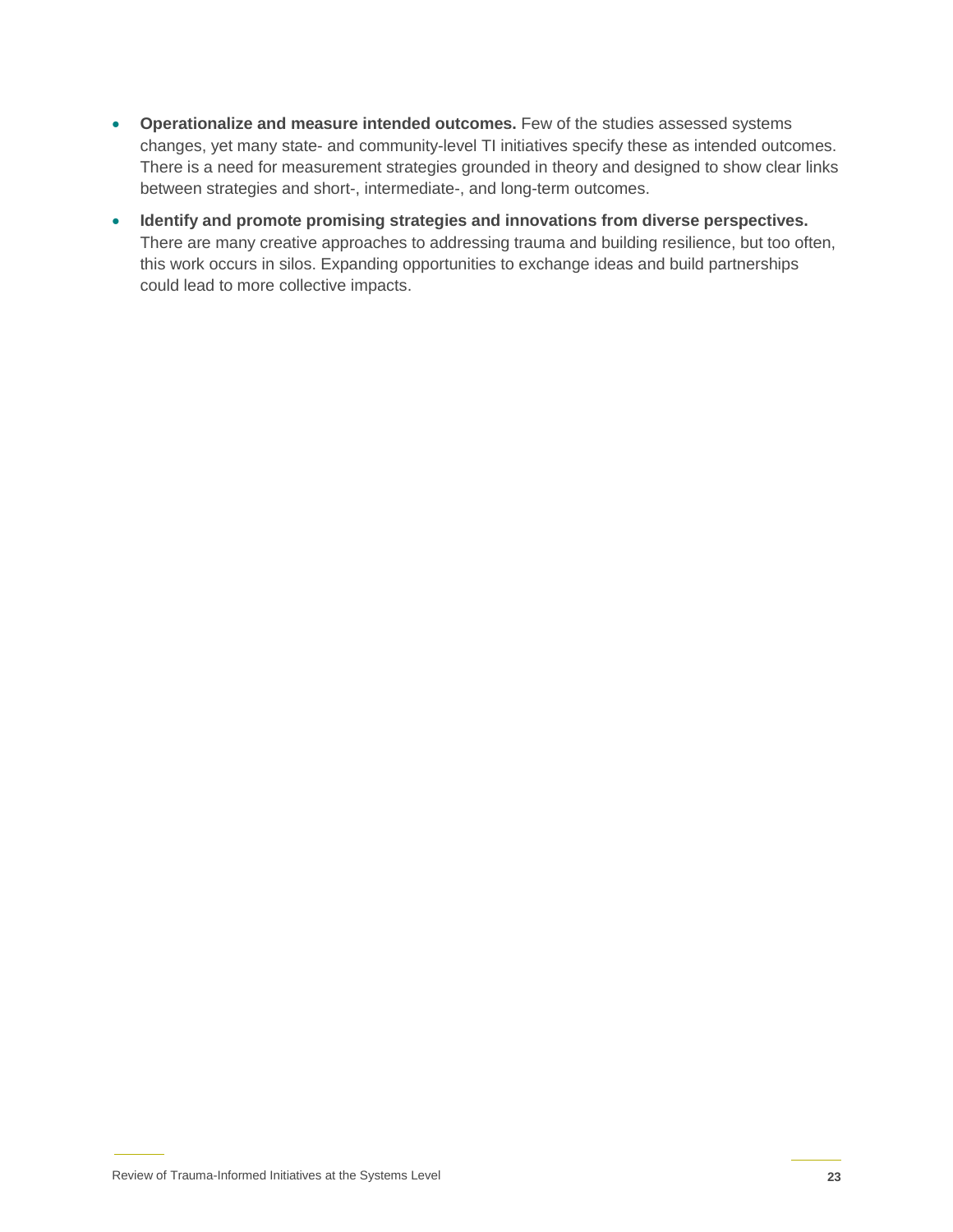- **Operationalize and measure intended outcomes.** Few of the studies assessed systems changes, yet many state- and community-level TI initiatives specify these as intended outcomes. There is a need for measurement strategies grounded in theory and designed to show clear links between strategies and short-, intermediate-, and long-term outcomes.
- **Identify and promote promising strategies and innovations from diverse perspectives.** There are many creative approaches to addressing trauma and building resilience, but too often, this work occurs in silos. Expanding opportunities to exchange ideas and build partnerships could lead to more collective impacts.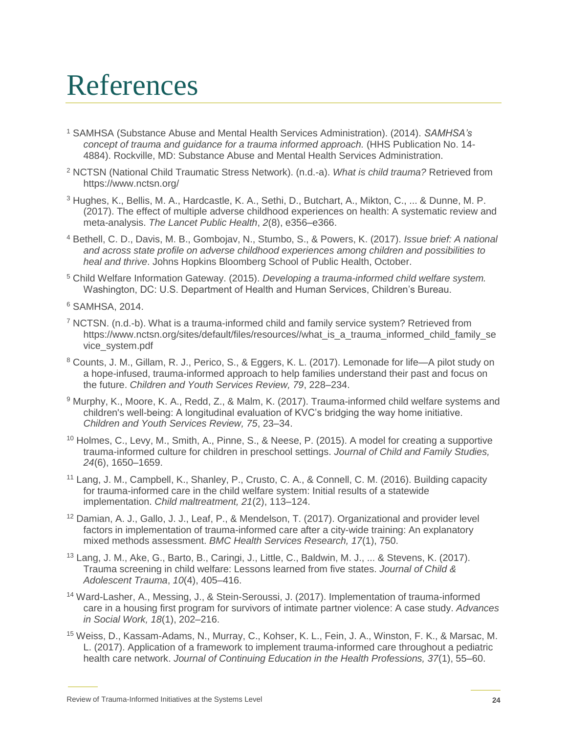# References

[1] SAMHSA (Substance Abuse and Mental Health Services Administration). (2014). *SAMHSA's concept of trauma and guidance for a trauma informed approach.* (HHS Publication No. 14-4884). Rockville, MD: Substance Abuse and Mental Health Services Administration.

[2] NCTSN (National Child Traumatic Stress Network). (n.d.-a). *What is child trauma?* Retrieved from https://www.nctsn.org/

[3] Hughes, K., Bellis, M. A., Hardcastle, K. A., Sethi, D., Butchart, A., Mikton, C., ... & Dunne, M. P. (2017). The effect of multiple adverse childhood experiences on health: A systematic review and meta-analysis. *The Lancet Public Health*, *2*(8), e356–e366.

[4] Bethell, C. D., Davis, M. B., Gombojav, N., Stumbo, S., & Powers, K. (2017). *Issue brief: A national and across state profile on adverse childhood experiences among children and possibilities to heal and thrive*. Johns Hopkins Bloomberg School of Public Health, October.

[5] Child Welfare Information Gateway. (2015). *Developing a trauma-informed child welfare system.* Washington, DC: U.S. Department of Health and Human Services, Children's Bureau.

[6] SAMHSA, 2014.

[7] NCTSN. (n.d.-b). What is a trauma-informed child and family service system? Retrieved from https://www.nctsn.org/sites/default/files/resources//what_is_a_trauma_informed_child_family_sevice_system.pdf

[8] Counts, J. M., Gillam, R. J., Perico, S., & Eggers, K. L. (2017). Lemonade for life—A pilot study on a hope-infused, trauma-informed approach to help families understand their past and focus on the future. *Children and Youth Services Review, 79*, 228–234.

[9] Murphy, K., Moore, K. A., Redd, Z., & Malm, K. (2017). Trauma-informed child welfare systems and children's well-being: A longitudinal evaluation of KVC's bridging the way home initiative. *Children and Youth Services Review, 75*, 23–34.

[10] Holmes, C., Levy, M., Smith, A., Pinne, S., & Neese, P. (2015). A model for creating a supportive trauma-informed culture for children in preschool settings. *Journal of Child and Family Studies, 24*(6), 1650–1659.

[11] Lang, J. M., Campbell, K., Shanley, P., Crusto, C. A., & Connell, C. M. (2016). Building capacity for trauma-informed care in the child welfare system: Initial results of a statewide implementation. *Child maltreatment, 21*(2), 113–124.

[12] Damian, A. J., Gallo, J. J., Leaf, P., & Mendelson, T. (2017). Organizational and provider level factors in implementation of trauma-informed care after a city-wide training: An explanatory mixed methods assessment. *BMC Health Services Research, 17*(1), 750.

[13] Lang, J. M., Ake, G., Barto, B., Caringi, J., Little, C., Baldwin, M. J., ... & Stevens, K. (2017). Trauma screening in child welfare: Lessons learned from five states. *Journal of Child & Adolescent Trauma*, *10*(4), 405–416.

[14] Ward-Lasher, A., Messing, J., & Stein-Seroussi, J. (2017). Implementation of trauma-informed care in a housing first program for survivors of intimate partner violence: A case study. *Advances in Social Work, 18*(1), 202–216.

[15] Weiss, D., Kassam-Adams, N., Murray, C., Kohser, K. L., Fein, J. A., Winston, F. K., & Marsac, M. L. (2017). Application of a framework to implement trauma-informed care throughout a pediatric health care network. *Journal of Continuing Education in the Health Professions, 37*(1), 55–60.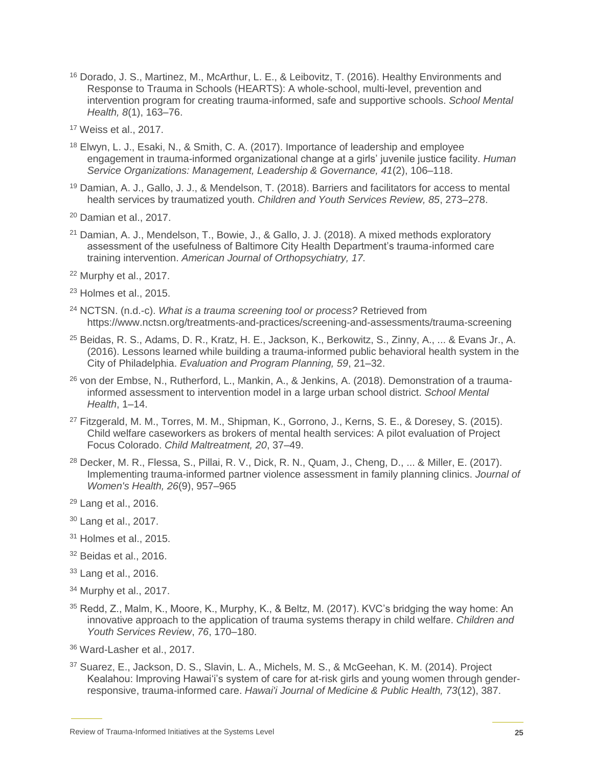[16] Dorado, J. S., Martinez, M., McArthur, L. E., & Leibovitz, T. (2016). Healthy Environments and Response to Trauma in Schools (HEARTS): A whole-school, multi-level, prevention and intervention program for creating trauma-informed, safe and supportive schools. *School Mental Health, 8*(1), 163–76.

[17] Weiss et al., 2017.

[18] Elwyn, L. J., Esaki, N., & Smith, C. A. (2017). Importance of leadership and employee engagement in trauma-informed organizational change at a girls' juvenile justice facility. *Human Service Organizations: Management, Leadership & Governance, 41*(2), 106–118.

[19] Damian, A. J., Gallo, J. J., & Mendelson, T. (2018). Barriers and facilitators for access to mental health services by traumatized youth. *Children and Youth Services Review, 85*, 273–278.

[20] Damian et al., 2017.

[21] Damian, A. J., Mendelson, T., Bowie, J., & Gallo, J. J. (2018). A mixed methods exploratory assessment of the usefulness of Baltimore City Health Department's trauma-informed care training intervention. *American Journal of Orthopsychiatry, 17.*

[22] Murphy et al., 2017.

[23] Holmes et al., 2015.

[24] NCTSN. (n.d.-c). *What is a trauma screening tool or process?* Retrieved from https://www.nctsn.org/treatments-and-practices/screening-and-assessments/trauma-screening

[25] Beidas, R. S., Adams, D. R., Kratz, H. E., Jackson, K., Berkowitz, S., Zinny, A., ... & Evans Jr., A. (2016). Lessons learned while building a trauma-informed public behavioral health system in the City of Philadelphia. *Evaluation and Program Planning, 59*, 21–32.

[26] von der Embse, N., Rutherford, L., Mankin, A., & Jenkins, A. (2018). Demonstration of a trauma-informed assessment to intervention model in a large urban school district. *School Mental Health*, 1–14.

[27] Fitzgerald, M. M., Torres, M. M., Shipman, K., Gorrono, J., Kerns, S. E., & Doresey, S. (2015). Child welfare caseworkers as brokers of mental health services: A pilot evaluation of Project Focus Colorado. *Child Maltreatment, 20*, 37–49.

[28] Decker, M. R., Flessa, S., Pillai, R. V., Dick, R. N., Quam, J., Cheng, D., ... & Miller, E. (2017). Implementing trauma-informed partner violence assessment in family planning clinics. *Journal of Women's Health, 26*(9), 957–965

[29] Lang et al., 2016.

[30] Lang et al., 2017.

[31] Holmes et al., 2015.

[32] Beidas et al., 2016.

[33] Lang et al., 2016.

[34] Murphy et al., 2017.

[35] Redd, Z., Malm, K., Moore, K., Murphy, K., & Beltz, M. (2017). KVC's bridging the way home: An innovative approach to the application of trauma systems therapy in child welfare. *Children and Youth Services Review*, *76*, 170–180.

[36] Ward-Lasher et al., 2017.

[37] Suarez, E., Jackson, D. S., Slavin, L. A., Michels, M. S., & McGeehan, K. M. (2014). Project Kealahou: Improving Hawai'i's system of care for at-risk girls and young women through gender-responsive, trauma-informed care. *Hawai'i Journal of Medicine & Public Health, 73*(12), 387.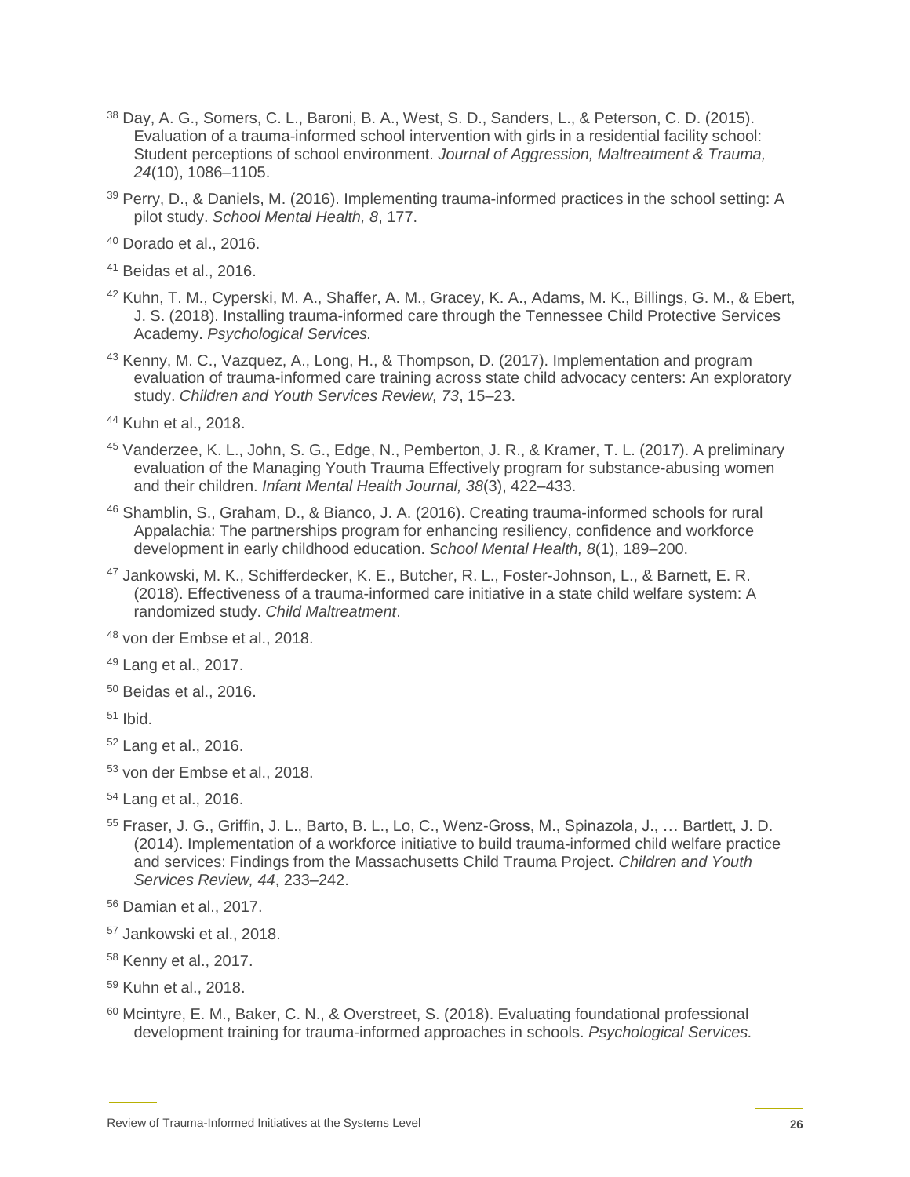[38] Day, A. G., Somers, C. L., Baroni, B. A., West, S. D., Sanders, L., & Peterson, C. D. (2015). Evaluation of a trauma-informed school intervention with girls in a residential facility school: Student perceptions of school environment. *Journal of Aggression, Maltreatment & Trauma, 24*(10), 1086–1105.

[39] Perry, D., & Daniels, M. (2016). Implementing trauma-informed practices in the school setting: A pilot study. *School Mental Health, 8*, 177.

[40] Dorado et al., 2016.

[41] Beidas et al., 2016.

[42] Kuhn, T. M., Cyperski, M. A., Shaffer, A. M., Gracey, K. A., Adams, M. K., Billings, G. M., & Ebert, J. S. (2018). Installing trauma-informed care through the Tennessee Child Protective Services Academy. *Psychological Services.*

[43] Kenny, M. C., Vazquez, A., Long, H., & Thompson, D. (2017). Implementation and program evaluation of trauma-informed care training across state child advocacy centers: An exploratory study. *Children and Youth Services Review, 73*, 15–23.

[44] Kuhn et al., 2018.

[45] Vanderzee, K. L., John, S. G., Edge, N., Pemberton, J. R., & Kramer, T. L. (2017). A preliminary evaluation of the Managing Youth Trauma Effectively program for substance-abusing women and their children. *Infant Mental Health Journal, 38*(3), 422–433.

[46] Shamblin, S., Graham, D., & Bianco, J. A. (2016). Creating trauma-informed schools for rural Appalachia: The partnerships program for enhancing resiliency, confidence and workforce development in early childhood education. *School Mental Health, 8*(1), 189–200.

[47] Jankowski, M. K., Schifferdecker, K. E., Butcher, R. L., Foster-Johnson, L., & Barnett, E. R. (2018). Effectiveness of a trauma-informed care initiative in a state child welfare system: A randomized study. *Child Maltreatment*.

[48] von der Embse et al., 2018.

[49] Lang et al., 2017.

[50] Beidas et al., 2016.

[51] Ibid.

[52] Lang et al., 2016.

[53] von der Embse et al., 2018.

[54] Lang et al., 2016.

[55] Fraser, J. G., Griffin, J. L., Barto, B. L., Lo, C., Wenz-Gross, M., Spinazola, J., … Bartlett, J. D. (2014). Implementation of a workforce initiative to build trauma-informed child welfare practice and services: Findings from the Massachusetts Child Trauma Project. *Children and Youth Services Review, 44*, 233–242.

[56] Damian et al., 2017.

[57] Jankowski et al., 2018.

[58] Kenny et al., 2017.

[59] Kuhn et al., 2018.

[60] Mcintyre, E. M., Baker, C. N., & Overstreet, S. (2018). Evaluating foundational professional development training for trauma-informed approaches in schools. *Psychological Services.*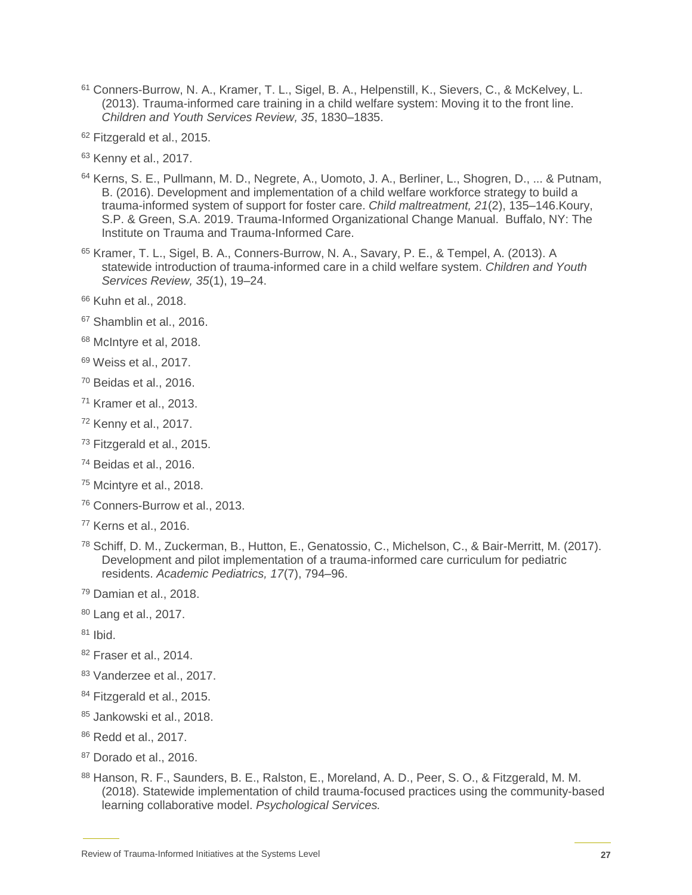[61] Conners-Burrow, N. A., Kramer, T. L., Sigel, B. A., Helpenstill, K., Sievers, C., & McKelvey, L. (2013). Trauma-informed care training in a child welfare system: Moving it to the front line. *Children and Youth Services Review, 35*, 1830–1835.

[62] Fitzgerald et al., 2015.

[63] Kenny et al., 2017.

[64] Kerns, S. E., Pullmann, M. D., Negrete, A., Uomoto, J. A., Berliner, L., Shogren, D., ... & Putnam, B. (2016). Development and implementation of a child welfare workforce strategy to build a trauma-informed system of support for foster care. *Child maltreatment, 21*(2), 135–146.Koury, S.P. & Green, S.A. 2019. Trauma-Informed Organizational Change Manual. Buffalo, NY: The Institute on Trauma and Trauma-Informed Care.

[65] Kramer, T. L., Sigel, B. A., Conners-Burrow, N. A., Savary, P. E., & Tempel, A. (2013). A statewide introduction of trauma-informed care in a child welfare system. *Children and Youth Services Review, 35*(1), 19–24.

[66] Kuhn et al., 2018.

[67] Shamblin et al., 2016.

[68] McIntyre et al, 2018.

[69] Weiss et al., 2017.

[70] Beidas et al., 2016.

[71] Kramer et al., 2013.

[72] Kenny et al., 2017.

[73] Fitzgerald et al., 2015.

[74] Beidas et al., 2016.

[75] Mcintyre et al., 2018.

[76] Conners-Burrow et al., 2013.

[77] Kerns et al., 2016.

[78] Schiff, D. M., Zuckerman, B., Hutton, E., Genatossio, C., Michelson, C., & Bair-Merritt, M. (2017). Development and pilot implementation of a trauma-informed care curriculum for pediatric residents. *Academic Pediatrics, 17*(7), 794–96.

[79] Damian et al., 2018.

[80] Lang et al., 2017.

[81] Ibid.

[82] Fraser et al., 2014.

[83] Vanderzee et al., 2017.

[84] Fitzgerald et al., 2015.

[85] Jankowski et al., 2018.

[86] Redd et al., 2017.

[87] Dorado et al., 2016.

[88] Hanson, R. F., Saunders, B. E., Ralston, E., Moreland, A. D., Peer, S. O., & Fitzgerald, M. M. (2018). Statewide implementation of child trauma-focused practices using the community-based learning collaborative model. *Psychological Services.*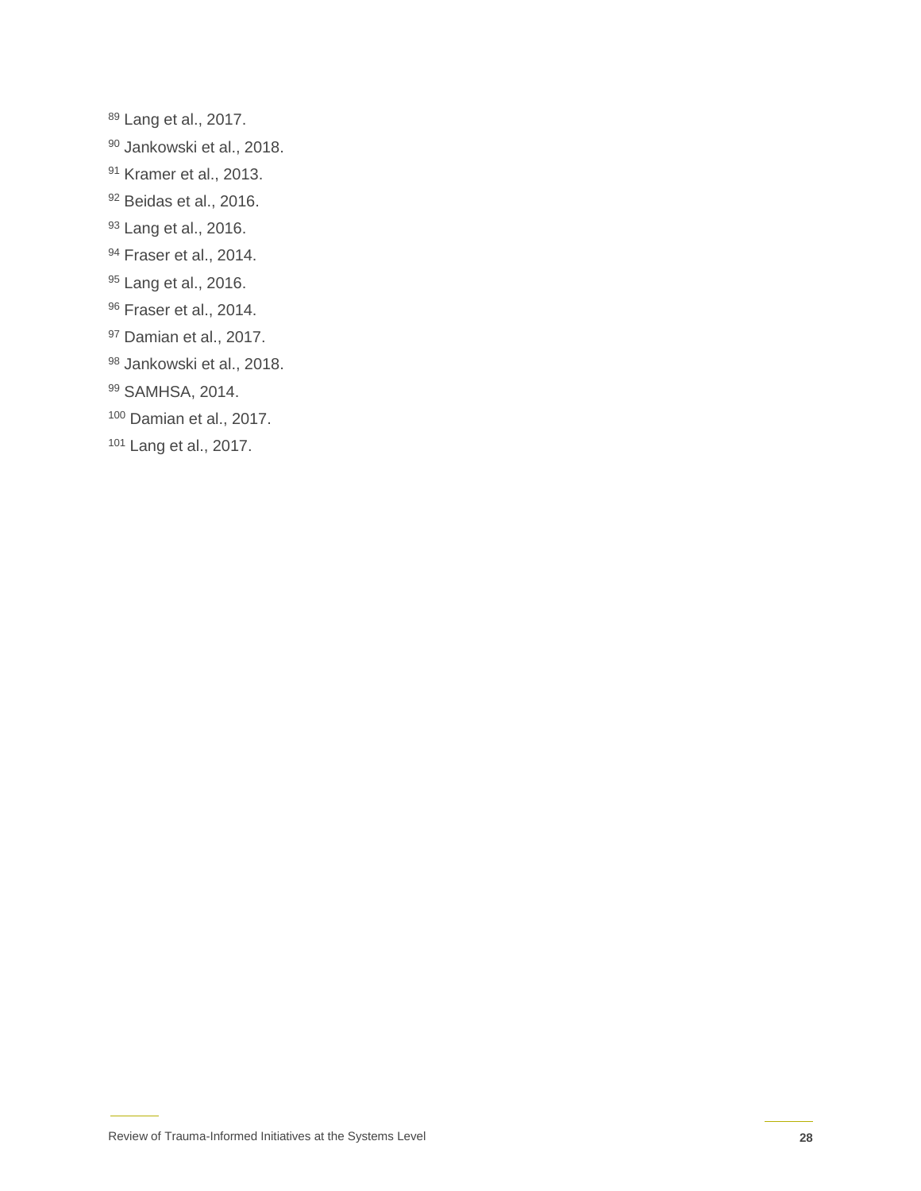[89] Lang et al., 2017.

[90] Jankowski et al., 2018.

[91] Kramer et al., 2013.

[92] Beidas et al., 2016.

[93] Lang et al., 2016.

[94] Fraser et al., 2014.

[95] Lang et al., 2016.

[96] Fraser et al., 2014.

[97] Damian et al., 2017.

[98] Jankowski et al., 2018.

[99] SAMHSA, 2014.

[100] Damian et al., 2017.

[101] Lang et al., 2017.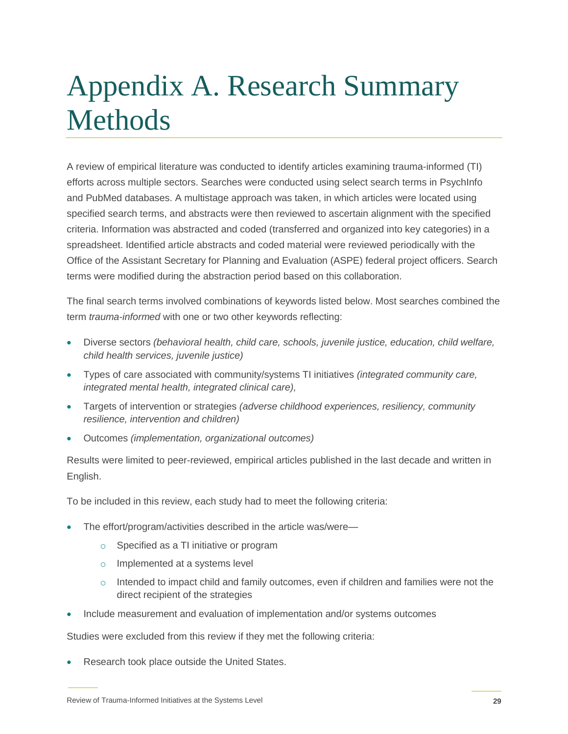# Appendix A. Research Summary Methods

A review of empirical literature was conducted to identify articles examining trauma-informed (TI) efforts across multiple sectors. Searches were conducted using select search terms in PsychInfo and PubMed databases. A multistage approach was taken, in which articles were located using specified search terms, and abstracts were then reviewed to ascertain alignment with the specified criteria. Information was abstracted and coded (transferred and organized into key categories) in a spreadsheet. Identified article abstracts and coded material were reviewed periodically with the Office of the Assistant Secretary for Planning and Evaluation (ASPE) federal project officers. Search terms were modified during the abstraction period based on this collaboration.

The final search terms involved combinations of keywords listed below. Most searches combined the term *trauma-informed* with one or two other keywords reflecting:

- Diverse sectors *(behavioral health, child care, schools, juvenile justice, education, child welfare, child health services, juvenile justice)*
- Types of care associated with community/systems TI initiatives *(integrated community care, integrated mental health, integrated clinical care),*
- Targets of intervention or strategies *(adverse childhood experiences, resiliency, community resilience, intervention and children)*
- Outcomes *(implementation, organizational outcomes)*

Results were limited to peer-reviewed, empirical articles published in the last decade and written in English.

To be included in this review, each study had to meet the following criteria:

- The effort/program/activities described in the article was/were—
  - Specified as a TI initiative or program
  - Implemented at a systems level
  - Intended to impact child and family outcomes, even if children and families were not the direct recipient of the strategies
- Include measurement and evaluation of implementation and/or systems outcomes

Studies were excluded from this review if they met the following criteria:

- Research took place outside the United States.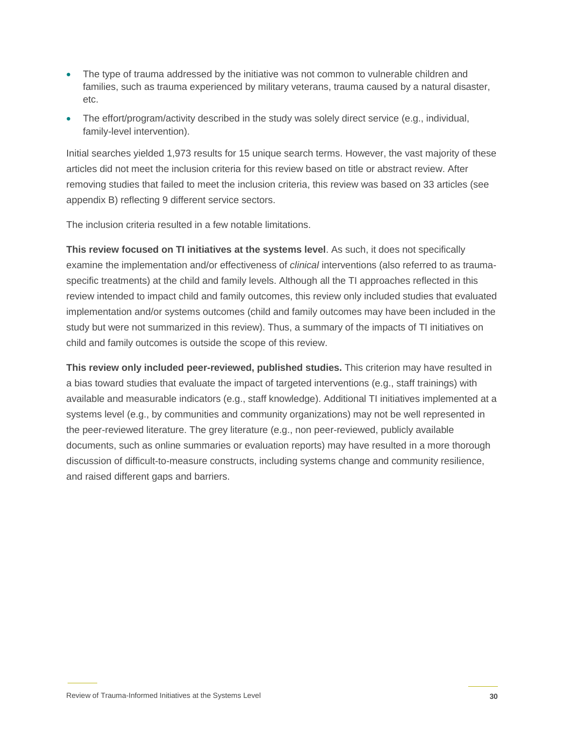- The type of trauma addressed by the initiative was not common to vulnerable children and families, such as trauma experienced by military veterans, trauma caused by a natural disaster, etc.
- The effort/program/activity described in the study was solely direct service (e.g., individual, family-level intervention).

Initial searches yielded 1,973 results for 15 unique search terms. However, the vast majority of these articles did not meet the inclusion criteria for this review based on title or abstract review. After removing studies that failed to meet the inclusion criteria, this review was based on 33 articles (see appendix B) reflecting 9 different service sectors.

The inclusion criteria resulted in a few notable limitations.

**This review focused on TI initiatives at the systems level**. As such, it does not specifically examine the implementation and/or effectiveness of *clinical* interventions (also referred to as trauma-specific treatments) at the child and family levels. Although all the TI approaches reflected in this review intended to impact child and family outcomes, this review only included studies that evaluated implementation and/or systems outcomes (child and family outcomes may have been included in the study but were not summarized in this review). Thus, a summary of the impacts of TI initiatives on child and family outcomes is outside the scope of this review.

**This review only included peer-reviewed, published studies.** This criterion may have resulted in a bias toward studies that evaluate the impact of targeted interventions (e.g., staff trainings) with available and measurable indicators (e.g., staff knowledge). Additional TI initiatives implemented at a systems level (e.g., by communities and community organizations) may not be well represented in the peer-reviewed literature. The grey literature (e.g., non peer-reviewed, publicly available documents, such as online summaries or evaluation reports) may have resulted in a more thorough discussion of difficult-to-measure constructs, including systems change and community resilience, and raised different gaps and barriers.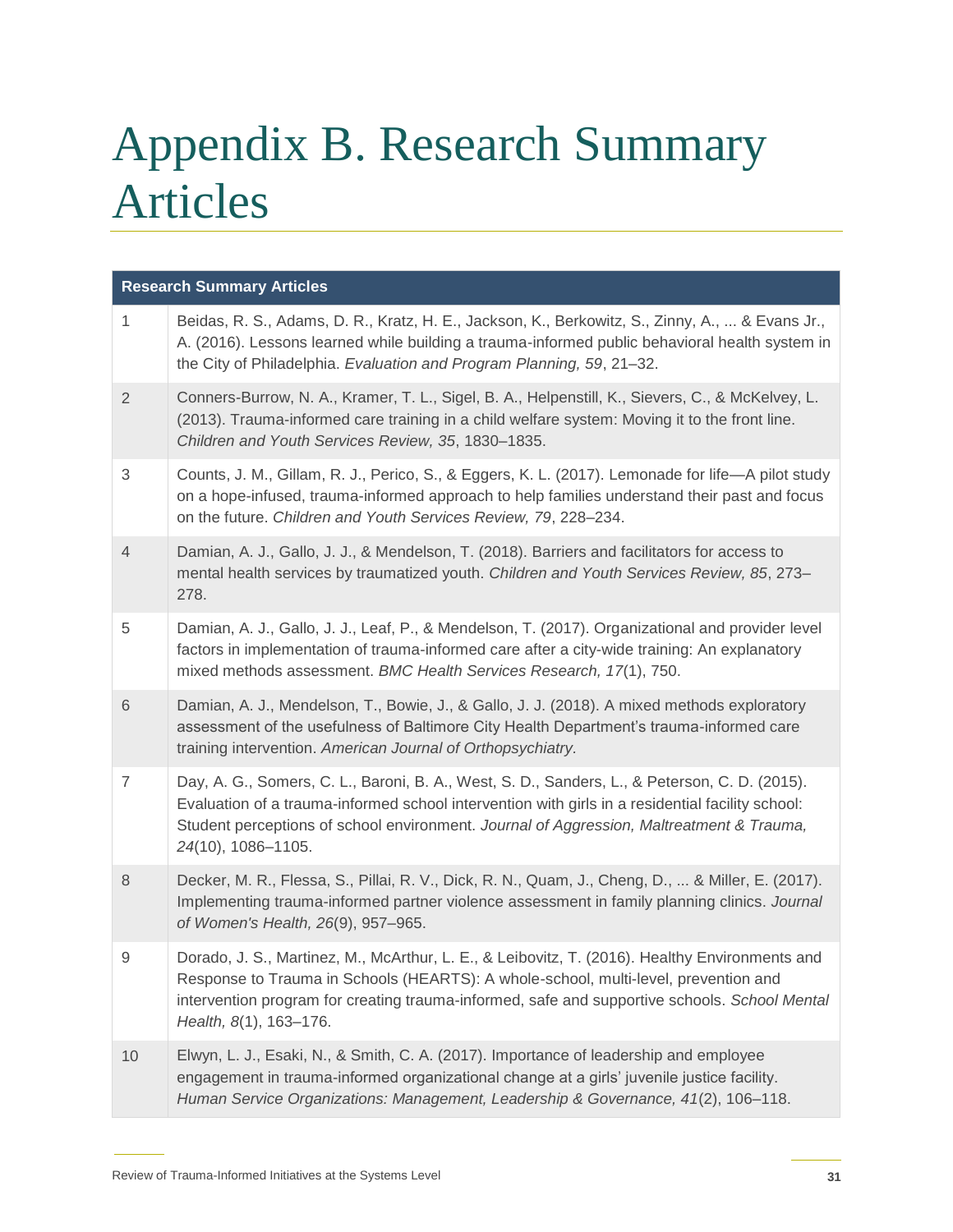# Appendix B. Research Summary Articles

| Research Summary Articles | |
|---|---|
| 1 | Beidas, R. S., Adams, D. R., Kratz, H. E., Jackson, K., Berkowitz, S., Zinny, A., ... & Evans Jr., A. (2016). Lessons learned while building a trauma-informed public behavioral health system in the City of Philadelphia. *Evaluation and Program Planning, 59*, 21–32. |
| 2 | Conners-Burrow, N. A., Kramer, T. L., Sigel, B. A., Helpenstill, K., Sievers, C., & McKelvey, L. (2013). Trauma-informed care training in a child welfare system: Moving it to the front line. *Children and Youth Services Review, 35*, 1830–1835. |
| 3 | Counts, J. M., Gillam, R. J., Perico, S., & Eggers, K. L. (2017). Lemonade for life—A pilot study on a hope-infused, trauma-informed approach to help families understand their past and focus on the future. *Children and Youth Services Review, 79*, 228–234. |
| 4 | Damian, A. J., Gallo, J. J., & Mendelson, T. (2018). Barriers and facilitators for access to mental health services by traumatized youth. *Children and Youth Services Review, 85*, 273–278. |
| 5 | Damian, A. J., Gallo, J. J., Leaf, P., & Mendelson, T. (2017). Organizational and provider level factors in implementation of trauma-informed care after a city-wide training: An explanatory mixed methods assessment. *BMC Health Services Research, 17*(1), 750. |
| 6 | Damian, A. J., Mendelson, T., Bowie, J., & Gallo, J. J. (2018). A mixed methods exploratory assessment of the usefulness of Baltimore City Health Department's trauma-informed care training intervention. *American Journal of Orthopsychiatry*. |
| 7 | Day, A. G., Somers, C. L., Baroni, B. A., West, S. D., Sanders, L., & Peterson, C. D. (2015). Evaluation of a trauma-informed school intervention with girls in a residential facility school: Student perceptions of school environment. *Journal of Aggression, Maltreatment & Trauma, 24*(10), 1086–1105. |
| 8 | Decker, M. R., Flessa, S., Pillai, R. V., Dick, R. N., Quam, J., Cheng, D., ... & Miller, E. (2017). Implementing trauma-informed partner violence assessment in family planning clinics. *Journal of Women's Health, 26*(9), 957–965. |
| 9 | Dorado, J. S., Martinez, M., McArthur, L. E., & Leibovitz, T. (2016). Healthy Environments and Response to Trauma in Schools (HEARTS): A whole-school, multi-level, prevention and intervention program for creating trauma-informed, safe and supportive schools. *School Mental Health, 8*(1), 163–176. |
| 10 | Elwyn, L. J., Esaki, N., & Smith, C. A. (2017). Importance of leadership and employee engagement in trauma-informed organizational change at a girls' juvenile justice facility. *Human Service Organizations: Management, Leadership & Governance, 41*(2), 106–118. |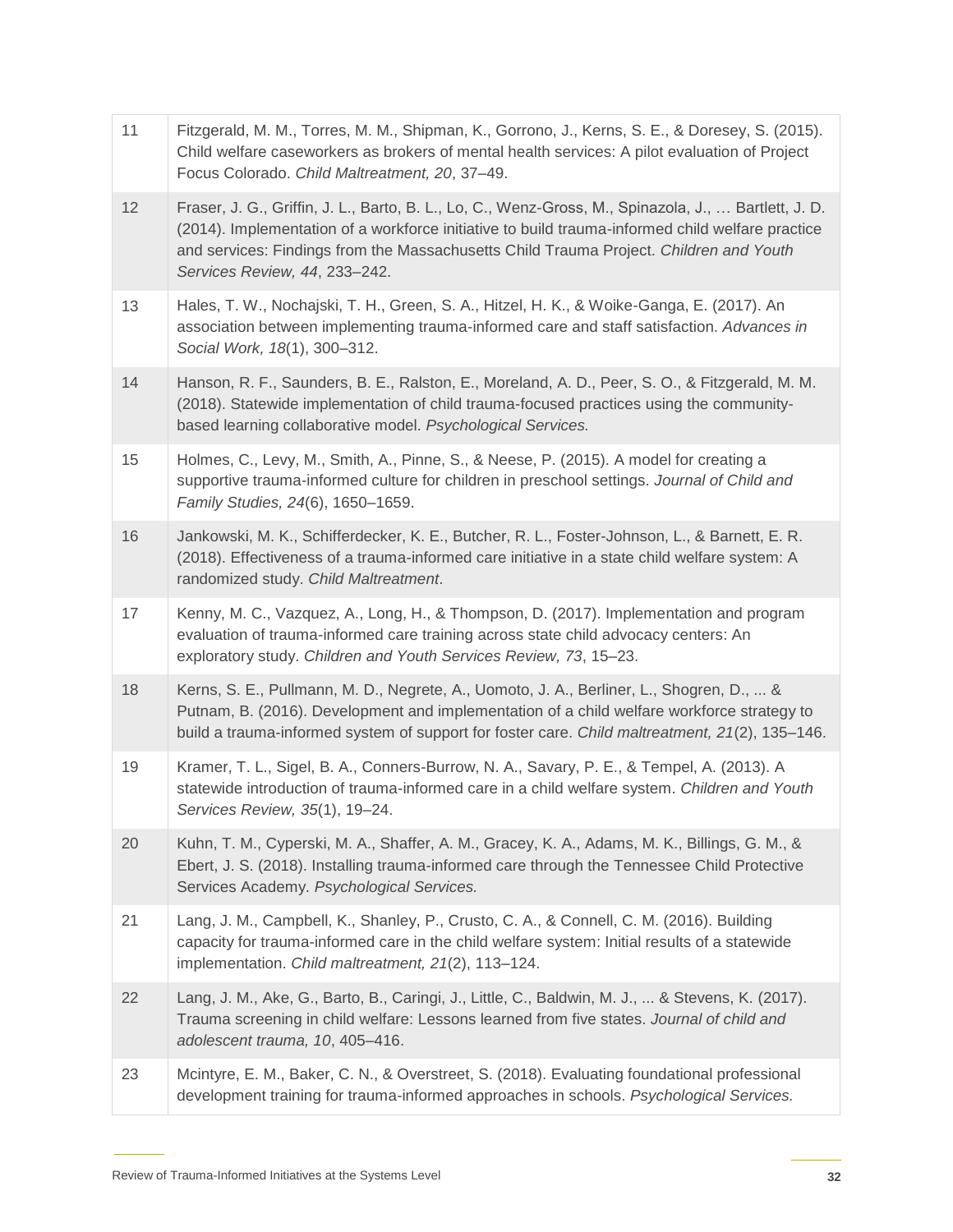| | |
|---|---|
| 11 | Fitzgerald, M. M., Torres, M. M., Shipman, K., Gorrono, J., Kerns, S. E., & Doresey, S. (2015). Child welfare caseworkers as brokers of mental health services: A pilot evaluation of Project Focus Colorado. *Child Maltreatment, 20*, 37–49. |
| 12 | Fraser, J. G., Griffin, J. L., Barto, B. L., Lo, C., Wenz-Gross, M., Spinazola, J., … Bartlett, J. D. (2014). Implementation of a workforce initiative to build trauma-informed child welfare practice and services: Findings from the Massachusetts Child Trauma Project. *Children and Youth Services Review, 44*, 233–242. |
| 13 | Hales, T. W., Nochajski, T. H., Green, S. A., Hitzel, H. K., & Woike-Ganga, E. (2017). An association between implementing trauma-informed care and staff satisfaction. *Advances in Social Work, 18*(1), 300–312. |
| 14 | Hanson, R. F., Saunders, B. E., Ralston, E., Moreland, A. D., Peer, S. O., & Fitzgerald, M. M. (2018). Statewide implementation of child trauma-focused practices using the community-based learning collaborative model. *Psychological Services.* |
| 15 | Holmes, C., Levy, M., Smith, A., Pinne, S., & Neese, P. (2015). A model for creating a supportive trauma-informed culture for children in preschool settings. *Journal of Child and Family Studies, 24*(6), 1650–1659. |
| 16 | Jankowski, M. K., Schifferdecker, K. E., Butcher, R. L., Foster-Johnson, L., & Barnett, E. R. (2018). Effectiveness of a trauma-informed care initiative in a state child welfare system: A randomized study. *Child Maltreatment*. |
| 17 | Kenny, M. C., Vazquez, A., Long, H., & Thompson, D. (2017). Implementation and program evaluation of trauma-informed care training across state child advocacy centers: An exploratory study. *Children and Youth Services Review, 73*, 15–23. |
| 18 | Kerns, S. E., Pullmann, M. D., Negrete, A., Uomoto, J. A., Berliner, L., Shogren, D., ... & Putnam, B. (2016). Development and implementation of a child welfare workforce strategy to build a trauma-informed system of support for foster care. *Child maltreatment, 21*(2), 135–146. |
| 19 | Kramer, T. L., Sigel, B. A., Conners-Burrow, N. A., Savary, P. E., & Tempel, A. (2013). A statewide introduction of trauma-informed care in a child welfare system. *Children and Youth Services Review, 35*(1), 19–24. |
| 20 | Kuhn, T. M., Cyperski, M. A., Shaffer, A. M., Gracey, K. A., Adams, M. K., Billings, G. M., & Ebert, J. S. (2018). Installing trauma-informed care through the Tennessee Child Protective Services Academy. *Psychological Services.* |
| 21 | Lang, J. M., Campbell, K., Shanley, P., Crusto, C. A., & Connell, C. M. (2016). Building capacity for trauma-informed care in the child welfare system: Initial results of a statewide implementation. *Child maltreatment, 21*(2), 113–124. |
| 22 | Lang, J. M., Ake, G., Barto, B., Caringi, J., Little, C., Baldwin, M. J., ... & Stevens, K. (2017). Trauma screening in child welfare: Lessons learned from five states. *Journal of child and adolescent trauma, 10*, 405–416. |
| 23 | Mcintyre, E. M., Baker, C. N., & Overstreet, S. (2018). Evaluating foundational professional development training for trauma-informed approaches in schools. *Psychological Services.* |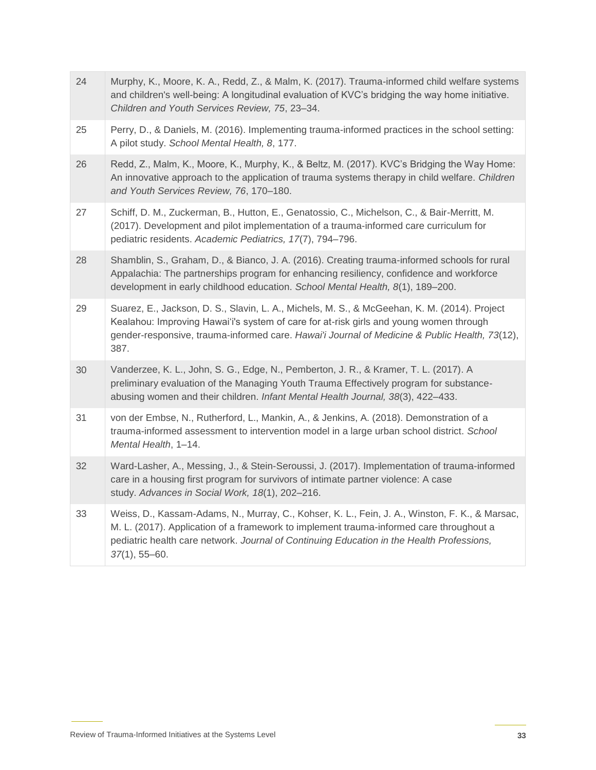| | |
|---|---|
| 24 | Murphy, K., Moore, K. A., Redd, Z., & Malm, K. (2017). Trauma-informed child welfare systems and children's well-being: A longitudinal evaluation of KVC's bridging the way home initiative. *Children and Youth Services Review, 75*, 23–34. |
| 25 | Perry, D., & Daniels, M. (2016). Implementing trauma-informed practices in the school setting: A pilot study. *School Mental Health, 8*, 177. |
| 26 | Redd, Z., Malm, K., Moore, K., Murphy, K., & Beltz, M. (2017). KVC's Bridging the Way Home: An innovative approach to the application of trauma systems therapy in child welfare. *Children and Youth Services Review, 76*, 170–180. |
| 27 | Schiff, D. M., Zuckerman, B., Hutton, E., Genatossio, C., Michelson, C., & Bair-Merritt, M. (2017). Development and pilot implementation of a trauma-informed care curriculum for pediatric residents. *Academic Pediatrics, 17*(7), 794–796. |
| 28 | Shamblin, S., Graham, D., & Bianco, J. A. (2016). Creating trauma-informed schools for rural Appalachia: The partnerships program for enhancing resiliency, confidence and workforce development in early childhood education. *School Mental Health, 8*(1), 189–200. |
| 29 | Suarez, E., Jackson, D. S., Slavin, L. A., Michels, M. S., & McGeehan, K. M. (2014). Project Kealahou: Improving Hawai'i's system of care for at-risk girls and young women through gender-responsive, trauma-informed care. *Hawai'i Journal of Medicine & Public Health, 73*(12), 387. |
| 30 | Vanderzee, K. L., John, S. G., Edge, N., Pemberton, J. R., & Kramer, T. L. (2017). A preliminary evaluation of the Managing Youth Trauma Effectively program for substance-abusing women and their children. *Infant Mental Health Journal, 38*(3), 422–433. |
| 31 | von der Embse, N., Rutherford, L., Mankin, A., & Jenkins, A. (2018). Demonstration of a trauma-informed assessment to intervention model in a large urban school district. *School Mental Health*, 1–14. |
| 32 | Ward-Lasher, A., Messing, J., & Stein-Seroussi, J. (2017). Implementation of trauma-informed care in a housing first program for survivors of intimate partner violence: A case study. *Advances in Social Work, 18*(1), 202–216. |
| 33 | Weiss, D., Kassam-Adams, N., Murray, C., Kohser, K. L., Fein, J. A., Winston, F. K., & Marsac, M. L. (2017). Application of a framework to implement trauma-informed care throughout a pediatric health care network. *Journal of Continuing Education in the Health Professions, 37*(1), 55–60. |